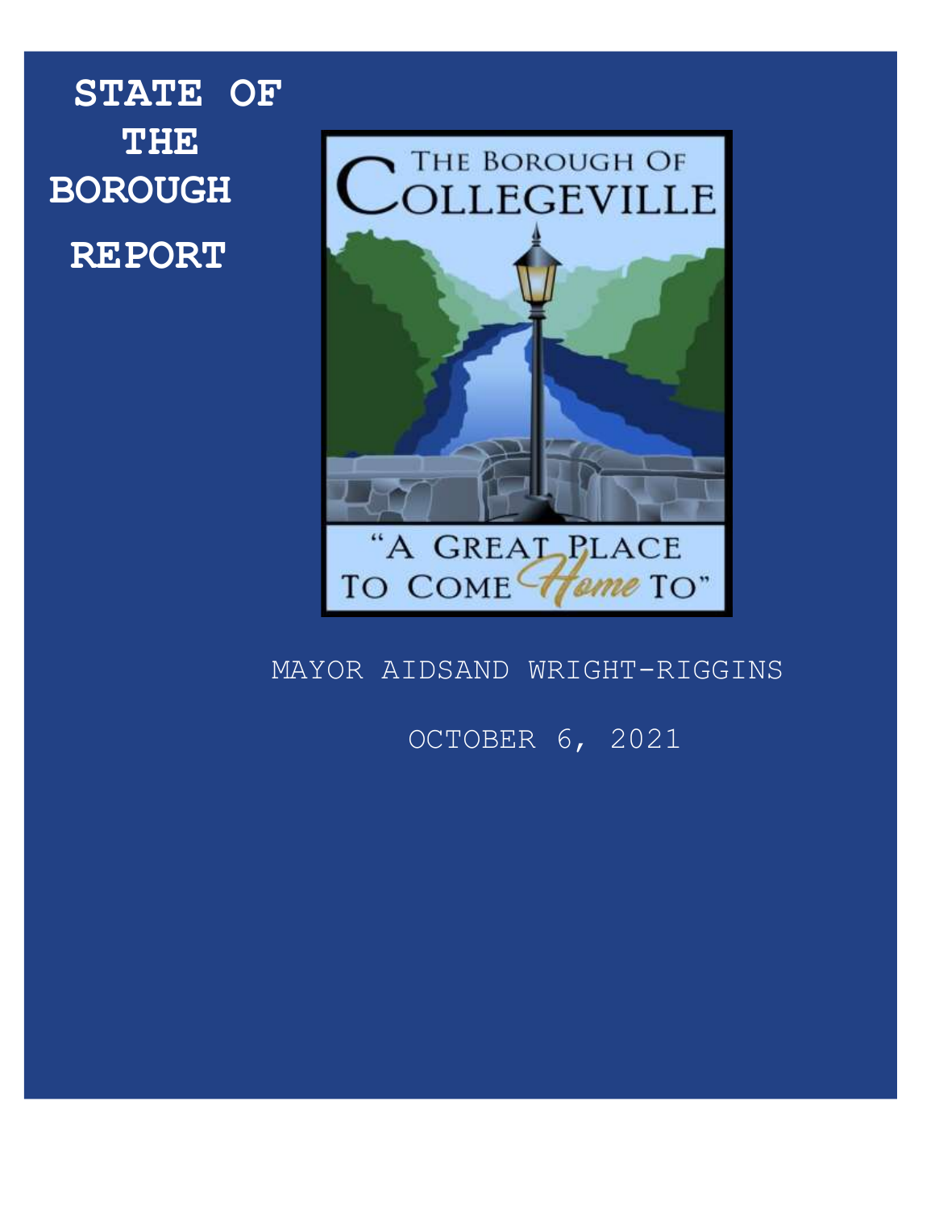# STATE OF THE BOROUGH REPORT

THE BOROUGH OF COLLEGEVILLE

"A GREAT PLACE TO COME Home TO"

MAYOR AIDSAND WRIGHT-RIGGINS

OCTOBER 6, 2021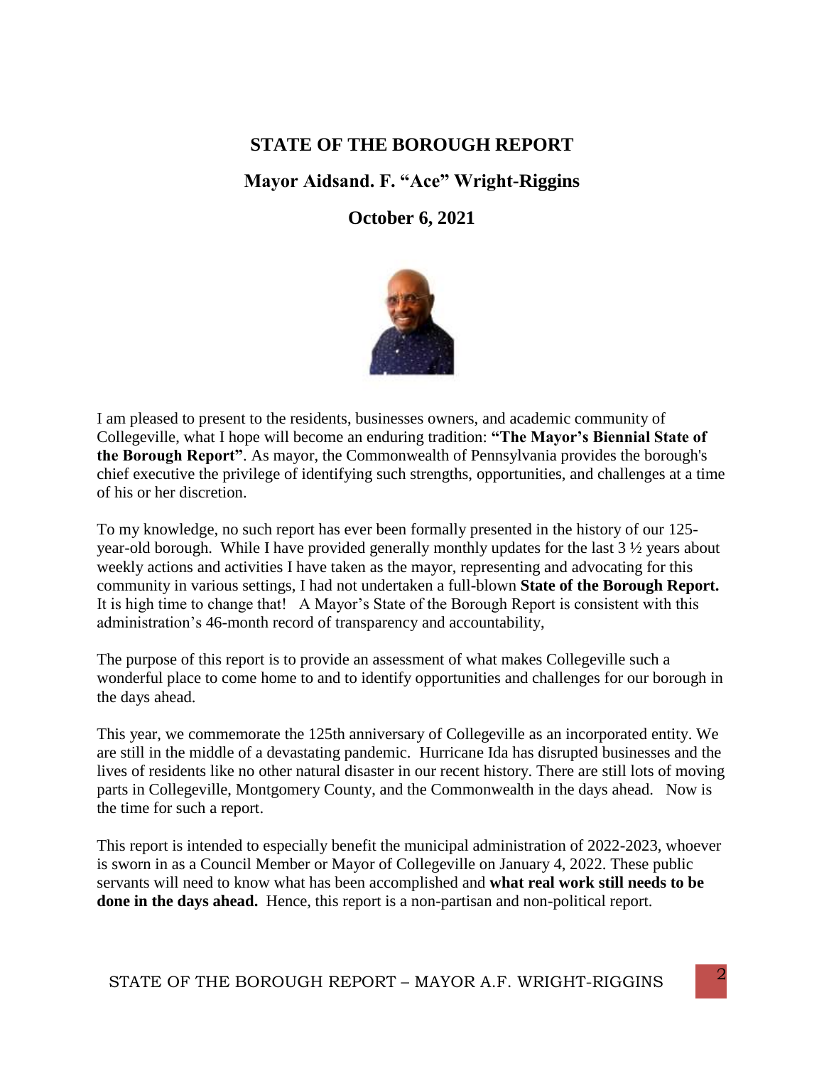# STATE OF THE BOROUGH REPORT

## Mayor Aidsand. F. "Ace" Wright-Riggins

## October 6, 2021

I am pleased to present to the residents, businesses owners, and academic community of Collegeville, what I hope will become an enduring tradition: **"The Mayor's Biennial State of the Borough Report"**. As mayor, the Commonwealth of Pennsylvania provides the borough's chief executive the privilege of identifying such strengths, opportunities, and challenges at a time of his or her discretion.

To my knowledge, no such report has ever been formally presented in the history of our 125-year-old borough. While I have provided generally monthly updates for the last 3 ½ years about weekly actions and activities I have taken as the mayor, representing and advocating for this community in various settings, I had not undertaken a full-blown **State of the Borough Report.** It is high time to change that! A Mayor's State of the Borough Report is consistent with this administration's 46-month record of transparency and accountability,

The purpose of this report is to provide an assessment of what makes Collegeville such a wonderful place to come home to and to identify opportunities and challenges for our borough in the days ahead.

This year, we commemorate the 125th anniversary of Collegeville as an incorporated entity. We are still in the middle of a devastating pandemic. Hurricane Ida has disrupted businesses and the lives of residents like no other natural disaster in our recent history. There are still lots of moving parts in Collegeville, Montgomery County, and the Commonwealth in the days ahead. Now is the time for such a report.

This report is intended to especially benefit the municipal administration of 2022-2023, whoever is sworn in as a Council Member or Mayor of Collegeville on January 4, 2022. These public servants will need to know what has been accomplished and **what real work still needs to be done in the days ahead.** Hence, this report is a non-partisan and non-political report.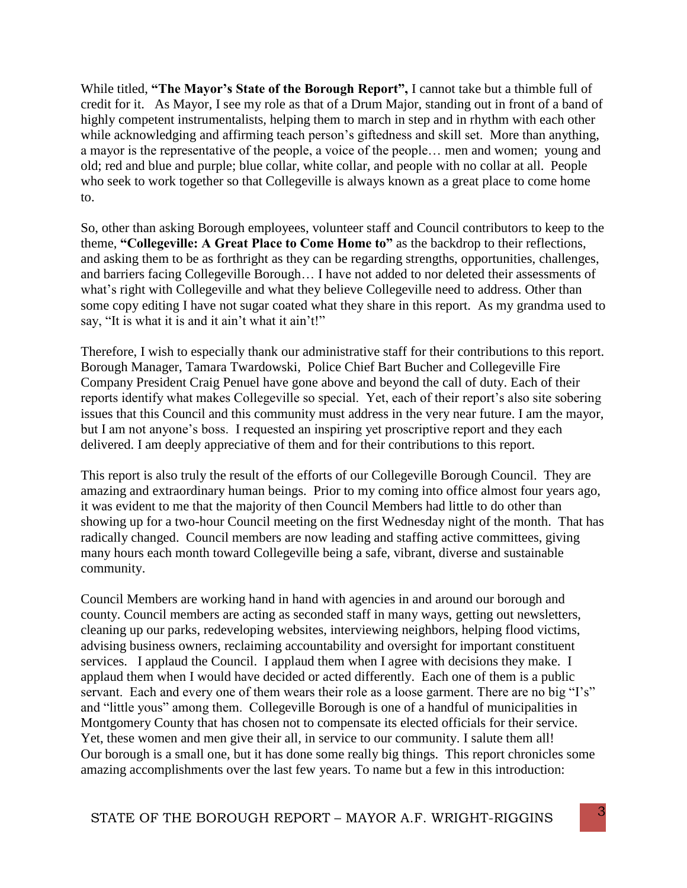While titled, **"The Mayor's State of the Borough Report",** I cannot take but a thimble full of credit for it. As Mayor, I see my role as that of a Drum Major, standing out in front of a band of highly competent instrumentalists, helping them to march in step and in rhythm with each other while acknowledging and affirming teach person's giftedness and skill set. More than anything, a mayor is the representative of the people, a voice of the people… men and women; young and old; red and blue and purple; blue collar, white collar, and people with no collar at all. People who seek to work together so that Collegeville is always known as a great place to come home to.

So, other than asking Borough employees, volunteer staff and Council contributors to keep to the theme, **"Collegeville: A Great Place to Come Home to"** as the backdrop to their reflections, and asking them to be as forthright as they can be regarding strengths, opportunities, challenges, and barriers facing Collegeville Borough… I have not added to nor deleted their assessments of what's right with Collegeville and what they believe Collegeville need to address. Other than some copy editing I have not sugar coated what they share in this report. As my grandma used to say, "It is what it is and it ain't what it ain't!"

Therefore, I wish to especially thank our administrative staff for their contributions to this report. Borough Manager, Tamara Twardowski, Police Chief Bart Bucher and Collegeville Fire Company President Craig Penuel have gone above and beyond the call of duty. Each of their reports identify what makes Collegeville so special. Yet, each of their report's also site sobering issues that this Council and this community must address in the very near future. I am the mayor, but I am not anyone's boss. I requested an inspiring yet proscriptive report and they each delivered. I am deeply appreciative of them and for their contributions to this report.

This report is also truly the result of the efforts of our Collegeville Borough Council. They are amazing and extraordinary human beings. Prior to my coming into office almost four years ago, it was evident to me that the majority of then Council Members had little to do other than showing up for a two-hour Council meeting on the first Wednesday night of the month. That has radically changed. Council members are now leading and staffing active committees, giving many hours each month toward Collegeville being a safe, vibrant, diverse and sustainable community.

Council Members are working hand in hand with agencies in and around our borough and county. Council members are acting as seconded staff in many ways, getting out newsletters, cleaning up our parks, redeveloping websites, interviewing neighbors, helping flood victims, advising business owners, reclaiming accountability and oversight for important constituent services. I applaud the Council. I applaud them when I agree with decisions they make. I applaud them when I would have decided or acted differently. Each one of them is a public servant. Each and every one of them wears their role as a loose garment. There are no big "I's" and "little yous" among them. Collegeville Borough is one of a handful of municipalities in Montgomery County that has chosen not to compensate its elected officials for their service. Yet, these women and men give their all, in service to our community. I salute them all!
Our borough is a small one, but it has done some really big things. This report chronicles some amazing accomplishments over the last few years. To name but a few in this introduction: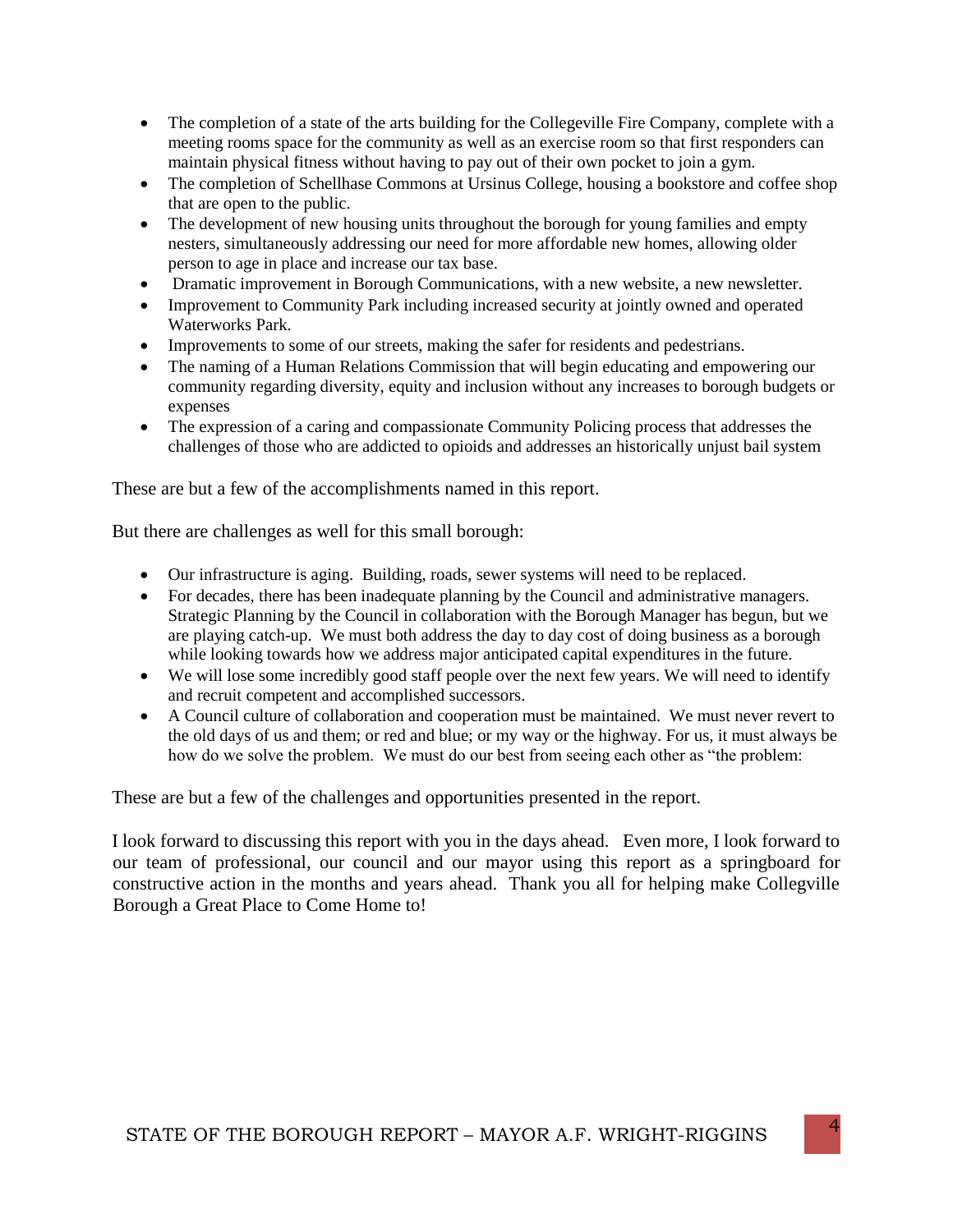- The completion of a state of the arts building for the Collegeville Fire Company, complete with a meeting rooms space for the community as well as an exercise room so that first responders can maintain physical fitness without having to pay out of their own pocket to join a gym.
- The completion of Schellhase Commons at Ursinus College, housing a bookstore and coffee shop that are open to the public.
- The development of new housing units throughout the borough for young families and empty nesters, simultaneously addressing our need for more affordable new homes, allowing older person to age in place and increase our tax base.
- Dramatic improvement in Borough Communications, with a new website, a new newsletter.
- Improvement to Community Park including increased security at jointly owned and operated Waterworks Park.
- Improvements to some of our streets, making the safer for residents and pedestrians.
- The naming of a Human Relations Commission that will begin educating and empowering our community regarding diversity, equity and inclusion without any increases to borough budgets or expenses
- The expression of a caring and compassionate Community Policing process that addresses the challenges of those who are addicted to opioids and addresses an historically unjust bail system

These are but a few of the accomplishments named in this report.

But there are challenges as well for this small borough:

- Our infrastructure is aging. Building, roads, sewer systems will need to be replaced.
- For decades, there has been inadequate planning by the Council and administrative managers. Strategic Planning by the Council in collaboration with the Borough Manager has begun, but we are playing catch-up. We must both address the day to day cost of doing business as a borough while looking towards how we address major anticipated capital expenditures in the future.
- We will lose some incredibly good staff people over the next few years. We will need to identify and recruit competent and accomplished successors.
- A Council culture of collaboration and cooperation must be maintained. We must never revert to the old days of us and them; or red and blue; or my way or the highway. For us, it must always be how do we solve the problem. We must do our best from seeing each other as "the problem:

These are but a few of the challenges and opportunities presented in the report.

I look forward to discussing this report with you in the days ahead. Even more, I look forward to our team of professional, our council and our mayor using this report as a springboard for constructive action in the months and years ahead. Thank you all for helping make Collegville Borough a Great Place to Come Home to!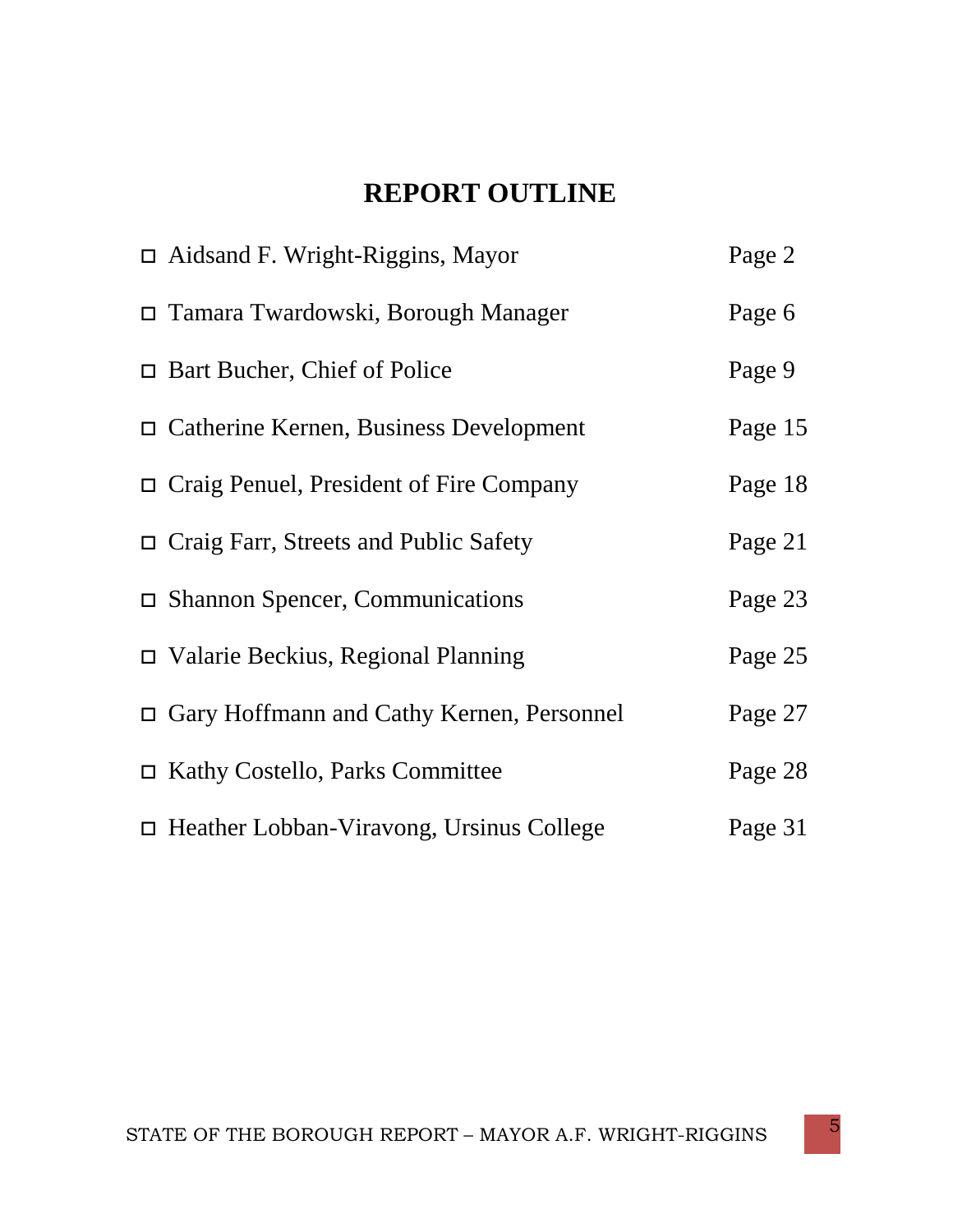# REPORT OUTLINE

| | |
|---|---|
| ☐ Aidsand F. Wright-Riggins, Mayor | Page 2 |
| ☐ Tamara Twardowski, Borough Manager | Page 6 |
| ☐ Bart Bucher, Chief of Police | Page 9 |
| ☐ Catherine Kernen, Business Development | Page 15 |
| ☐ Craig Penuel, President of Fire Company | Page 18 |
| ☐ Craig Farr, Streets and Public Safety | Page 21 |
| ☐ Shannon Spencer, Communications | Page 23 |
| ☐ Valarie Beckius, Regional Planning | Page 25 |
| ☐ Gary Hoffmann and Cathy Kernen, Personnel | Page 27 |
| ☐ Kathy Costello, Parks Committee | Page 28 |
| ☐ Heather Lobban-Viravong, Ursinus College | Page 31 |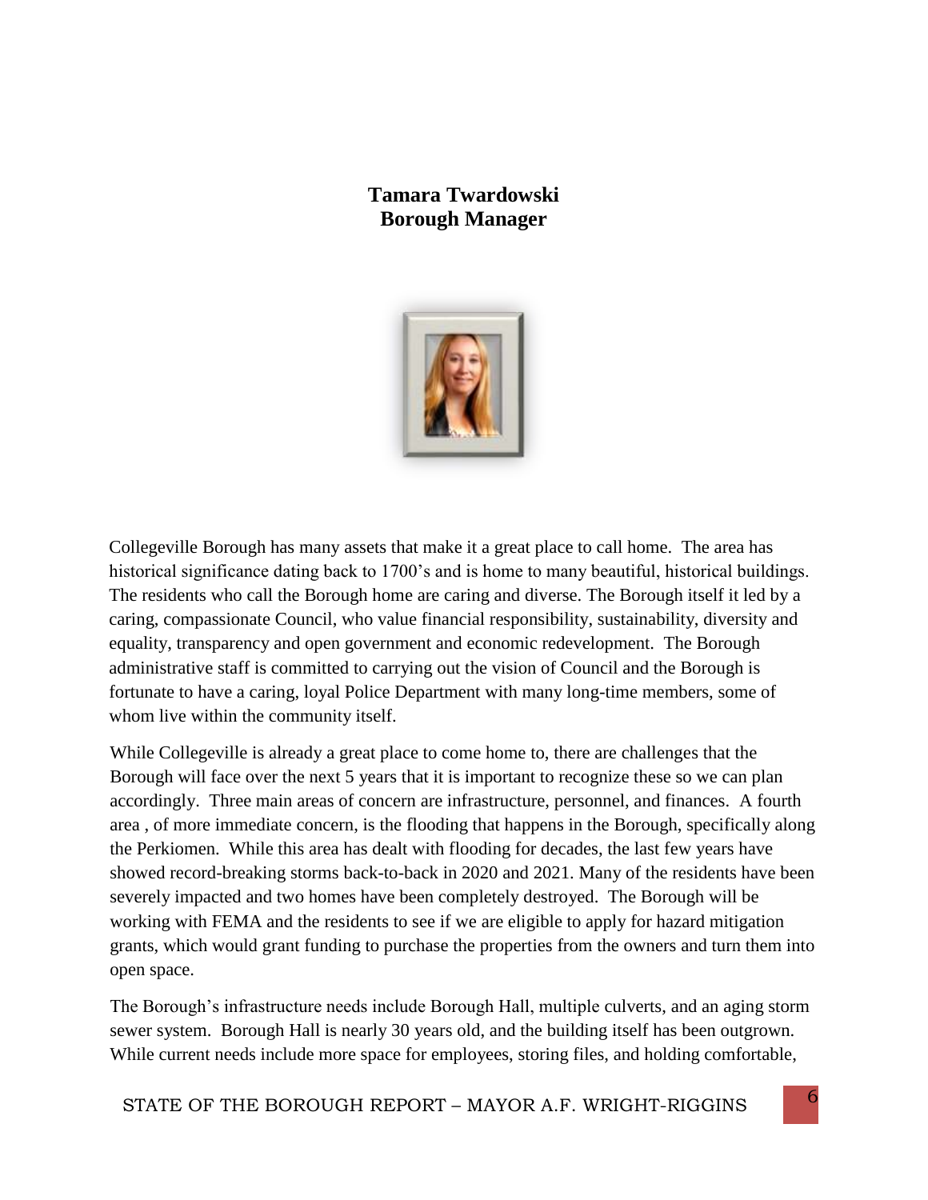**Tamara Twardowski**
**Borough Manager**

Collegeville Borough has many assets that make it a great place to call home. The area has historical significance dating back to 1700's and is home to many beautiful, historical buildings. The residents who call the Borough home are caring and diverse. The Borough itself it led by a caring, compassionate Council, who value financial responsibility, sustainability, diversity and equality, transparency and open government and economic redevelopment. The Borough administrative staff is committed to carrying out the vision of Council and the Borough is fortunate to have a caring, loyal Police Department with many long-time members, some of whom live within the community itself.

While Collegeville is already a great place to come home to, there are challenges that the Borough will face over the next 5 years that it is important to recognize these so we can plan accordingly. Three main areas of concern are infrastructure, personnel, and finances. A fourth area , of more immediate concern, is the flooding that happens in the Borough, specifically along the Perkiomen. While this area has dealt with flooding for decades, the last few years have showed record-breaking storms back-to-back in 2020 and 2021. Many of the residents have been severely impacted and two homes have been completely destroyed. The Borough will be working with FEMA and the residents to see if we are eligible to apply for hazard mitigation grants, which would grant funding to purchase the properties from the owners and turn them into open space.

The Borough's infrastructure needs include Borough Hall, multiple culverts, and an aging storm sewer system. Borough Hall is nearly 30 years old, and the building itself has been outgrown. While current needs include more space for employees, storing files, and holding comfortable,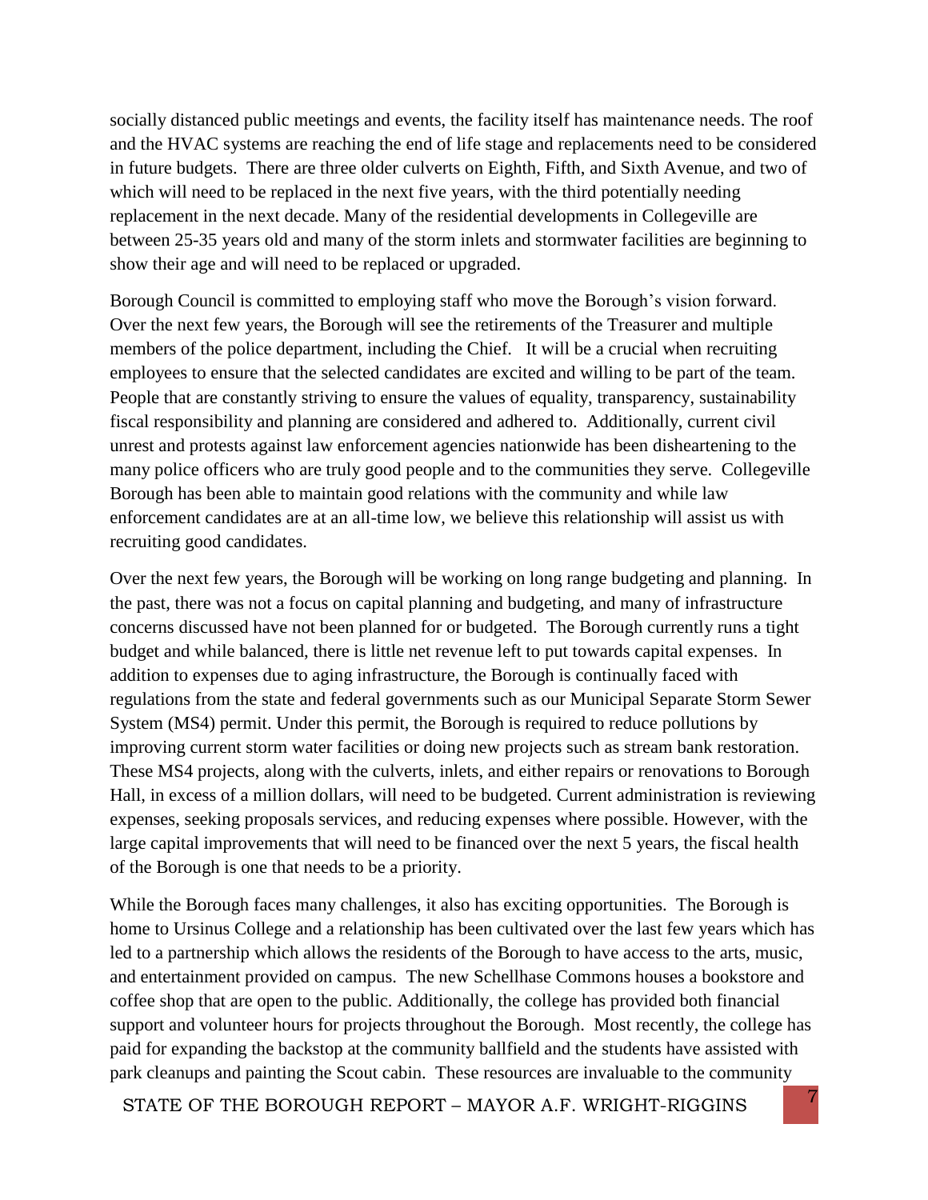socially distanced public meetings and events, the facility itself has maintenance needs. The roof and the HVAC systems are reaching the end of life stage and replacements need to be considered in future budgets. There are three older culverts on Eighth, Fifth, and Sixth Avenue, and two of which will need to be replaced in the next five years, with the third potentially needing replacement in the next decade. Many of the residential developments in Collegeville are between 25-35 years old and many of the storm inlets and stormwater facilities are beginning to show their age and will need to be replaced or upgraded.

Borough Council is committed to employing staff who move the Borough's vision forward. Over the next few years, the Borough will see the retirements of the Treasurer and multiple members of the police department, including the Chief. It will be a crucial when recruiting employees to ensure that the selected candidates are excited and willing to be part of the team. People that are constantly striving to ensure the values of equality, transparency, sustainability fiscal responsibility and planning are considered and adhered to. Additionally, current civil unrest and protests against law enforcement agencies nationwide has been disheartening to the many police officers who are truly good people and to the communities they serve. Collegeville Borough has been able to maintain good relations with the community and while law enforcement candidates are at an all-time low, we believe this relationship will assist us with recruiting good candidates.

Over the next few years, the Borough will be working on long range budgeting and planning. In the past, there was not a focus on capital planning and budgeting, and many of infrastructure concerns discussed have not been planned for or budgeted. The Borough currently runs a tight budget and while balanced, there is little net revenue left to put towards capital expenses. In addition to expenses due to aging infrastructure, the Borough is continually faced with regulations from the state and federal governments such as our Municipal Separate Storm Sewer System (MS4) permit. Under this permit, the Borough is required to reduce pollutions by improving current storm water facilities or doing new projects such as stream bank restoration. These MS4 projects, along with the culverts, inlets, and either repairs or renovations to Borough Hall, in excess of a million dollars, will need to be budgeted. Current administration is reviewing expenses, seeking proposals services, and reducing expenses where possible. However, with the large capital improvements that will need to be financed over the next 5 years, the fiscal health of the Borough is one that needs to be a priority.

While the Borough faces many challenges, it also has exciting opportunities. The Borough is home to Ursinus College and a relationship has been cultivated over the last few years which has led to a partnership which allows the residents of the Borough to have access to the arts, music, and entertainment provided on campus. The new Schellhase Commons houses a bookstore and coffee shop that are open to the public. Additionally, the college has provided both financial support and volunteer hours for projects throughout the Borough. Most recently, the college has paid for expanding the backstop at the community ballfield and the students have assisted with park cleanups and painting the Scout cabin. These resources are invaluable to the community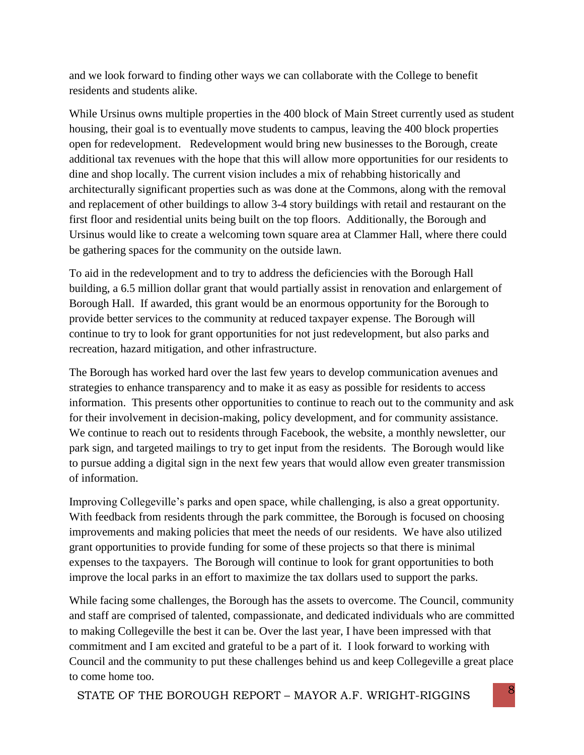and we look forward to finding other ways we can collaborate with the College to benefit residents and students alike.

While Ursinus owns multiple properties in the 400 block of Main Street currently used as student housing, their goal is to eventually move students to campus, leaving the 400 block properties open for redevelopment. Redevelopment would bring new businesses to the Borough, create additional tax revenues with the hope that this will allow more opportunities for our residents to dine and shop locally. The current vision includes a mix of rehabbing historically and architecturally significant properties such as was done at the Commons, along with the removal and replacement of other buildings to allow 3-4 story buildings with retail and restaurant on the first floor and residential units being built on the top floors. Additionally, the Borough and Ursinus would like to create a welcoming town square area at Clammer Hall, where there could be gathering spaces for the community on the outside lawn.

To aid in the redevelopment and to try to address the deficiencies with the Borough Hall building, a 6.5 million dollar grant that would partially assist in renovation and enlargement of Borough Hall. If awarded, this grant would be an enormous opportunity for the Borough to provide better services to the community at reduced taxpayer expense. The Borough will continue to try to look for grant opportunities for not just redevelopment, but also parks and recreation, hazard mitigation, and other infrastructure.

The Borough has worked hard over the last few years to develop communication avenues and strategies to enhance transparency and to make it as easy as possible for residents to access information. This presents other opportunities to continue to reach out to the community and ask for their involvement in decision-making, policy development, and for community assistance. We continue to reach out to residents through Facebook, the website, a monthly newsletter, our park sign, and targeted mailings to try to get input from the residents. The Borough would like to pursue adding a digital sign in the next few years that would allow even greater transmission of information.

Improving Collegeville's parks and open space, while challenging, is also a great opportunity. With feedback from residents through the park committee, the Borough is focused on choosing improvements and making policies that meet the needs of our residents. We have also utilized grant opportunities to provide funding for some of these projects so that there is minimal expenses to the taxpayers. The Borough will continue to look for grant opportunities to both improve the local parks in an effort to maximize the tax dollars used to support the parks.

While facing some challenges, the Borough has the assets to overcome. The Council, community and staff are comprised of talented, compassionate, and dedicated individuals who are committed to making Collegeville the best it can be. Over the last year, I have been impressed with that commitment and I am excited and grateful to be a part of it. I look forward to working with Council and the community to put these challenges behind us and keep Collegeville a great place to come home too.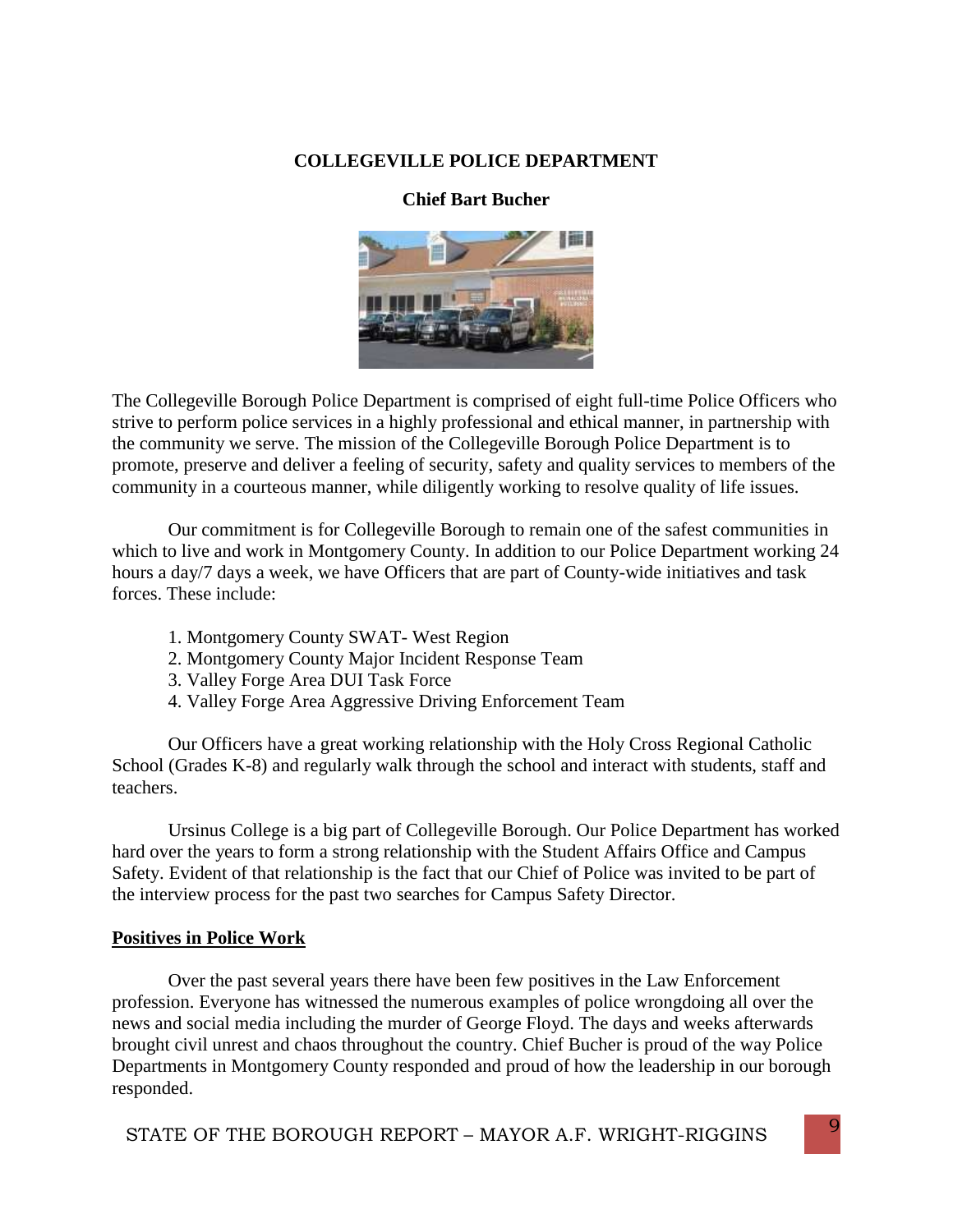## COLLEGEVILLE POLICE DEPARTMENT

### Chief Bart Bucher

The Collegeville Borough Police Department is comprised of eight full-time Police Officers who strive to perform police services in a highly professional and ethical manner, in partnership with the community we serve. The mission of the Collegeville Borough Police Department is to promote, preserve and deliver a feeling of security, safety and quality services to members of the community in a courteous manner, while diligently working to resolve quality of life issues.

Our commitment is for Collegeville Borough to remain one of the safest communities in which to live and work in Montgomery County. In addition to our Police Department working 24 hours a day/7 days a week, we have Officers that are part of County-wide initiatives and task forces. These include:

1. Montgomery County SWAT- West Region
2. Montgomery County Major Incident Response Team
3. Valley Forge Area DUI Task Force
4. Valley Forge Area Aggressive Driving Enforcement Team

Our Officers have a great working relationship with the Holy Cross Regional Catholic School (Grades K-8) and regularly walk through the school and interact with students, staff and teachers.

Ursinus College is a big part of Collegeville Borough. Our Police Department has worked hard over the years to form a strong relationship with the Student Affairs Office and Campus Safety. Evident of that relationship is the fact that our Chief of Police was invited to be part of the interview process for the past two searches for Campus Safety Director.

**Positives in Police Work**

Over the past several years there have been few positives in the Law Enforcement profession. Everyone has witnessed the numerous examples of police wrongdoing all over the news and social media including the murder of George Floyd. The days and weeks afterwards brought civil unrest and chaos throughout the country. Chief Bucher is proud of the way Police Departments in Montgomery County responded and proud of how the leadership in our borough responded.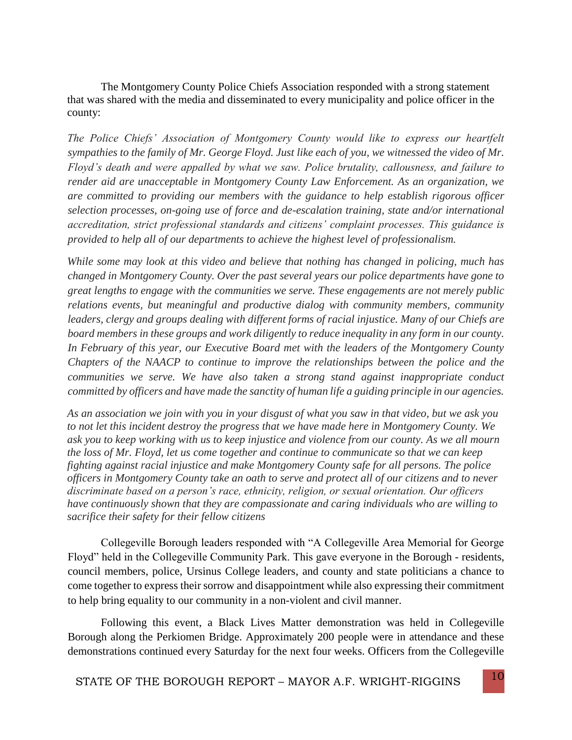The Montgomery County Police Chiefs Association responded with a strong statement that was shared with the media and disseminated to every municipality and police officer in the county:

*The Police Chiefs' Association of Montgomery County would like to express our heartfelt sympathies to the family of Mr. George Floyd. Just like each of you, we witnessed the video of Mr. Floyd's death and were appalled by what we saw. Police brutality, callousness, and failure to render aid are unacceptable in Montgomery County Law Enforcement. As an organization, we are committed to providing our members with the guidance to help establish rigorous officer selection processes, on-going use of force and de-escalation training, state and/or international accreditation, strict professional standards and citizens' complaint processes. This guidance is provided to help all of our departments to achieve the highest level of professionalism.*

*While some may look at this video and believe that nothing has changed in policing, much has changed in Montgomery County. Over the past several years our police departments have gone to great lengths to engage with the communities we serve. These engagements are not merely public relations events, but meaningful and productive dialog with community members, community leaders, clergy and groups dealing with different forms of racial injustice. Many of our Chiefs are board members in these groups and work diligently to reduce inequality in any form in our county. In February of this year, our Executive Board met with the leaders of the Montgomery County Chapters of the NAACP to continue to improve the relationships between the police and the communities we serve. We have also taken a strong stand against inappropriate conduct committed by officers and have made the sanctity of human life a guiding principle in our agencies.*

*As an association we join with you in your disgust of what you saw in that video, but we ask you to not let this incident destroy the progress that we have made here in Montgomery County. We ask you to keep working with us to keep injustice and violence from our county. As we all mourn the loss of Mr. Floyd, let us come together and continue to communicate so that we can keep fighting against racial injustice and make Montgomery County safe for all persons. The police officers in Montgomery County take an oath to serve and protect all of our citizens and to never discriminate based on a person's race, ethnicity, religion, or sexual orientation. Our officers have continuously shown that they are compassionate and caring individuals who are willing to sacrifice their safety for their fellow citizens*

Collegeville Borough leaders responded with "A Collegeville Area Memorial for George Floyd" held in the Collegeville Community Park. This gave everyone in the Borough - residents, council members, police, Ursinus College leaders, and county and state politicians a chance to come together to express their sorrow and disappointment while also expressing their commitment to help bring equality to our community in a non-violent and civil manner.

Following this event, a Black Lives Matter demonstration was held in Collegeville Borough along the Perkiomen Bridge. Approximately 200 people were in attendance and these demonstrations continued every Saturday for the next four weeks. Officers from the Collegeville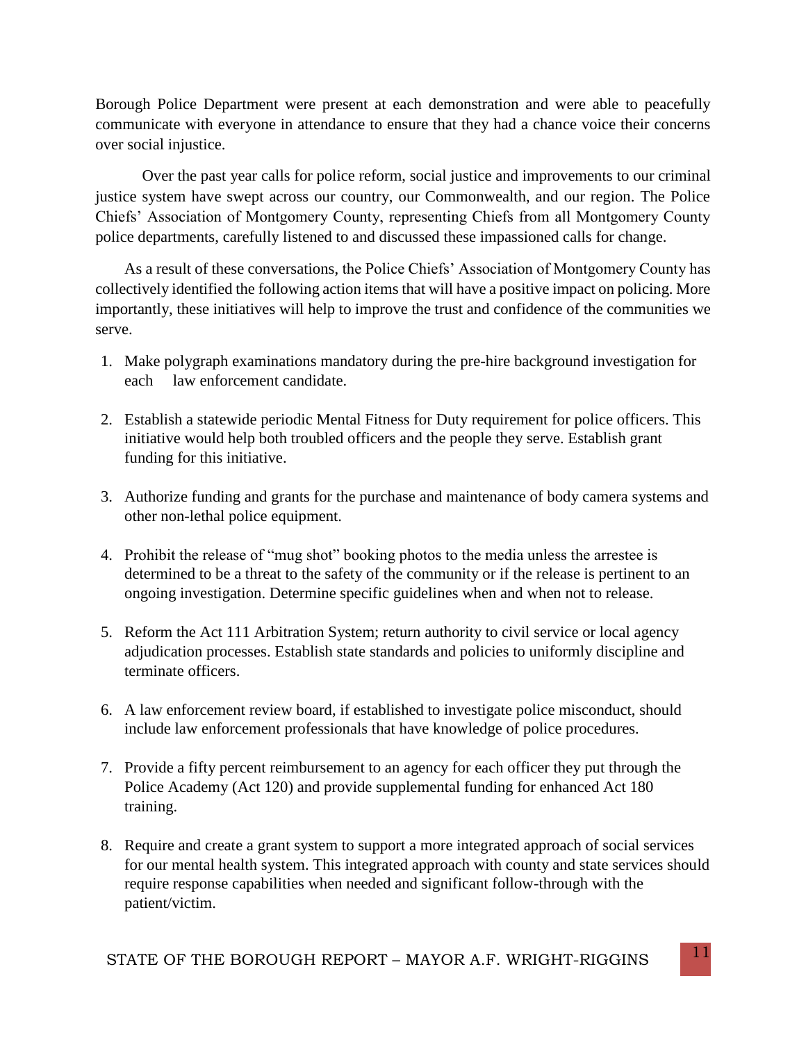Borough Police Department were present at each demonstration and were able to peacefully communicate with everyone in attendance to ensure that they had a chance voice their concerns over social injustice.

Over the past year calls for police reform, social justice and improvements to our criminal justice system have swept across our country, our Commonwealth, and our region. The Police Chiefs' Association of Montgomery County, representing Chiefs from all Montgomery County police departments, carefully listened to and discussed these impassioned calls for change.

As a result of these conversations, the Police Chiefs' Association of Montgomery County has collectively identified the following action items that will have a positive impact on policing. More importantly, these initiatives will help to improve the trust and confidence of the communities we serve.

1. Make polygraph examinations mandatory during the pre-hire background investigation for each law enforcement candidate.
2. Establish a statewide periodic Mental Fitness for Duty requirement for police officers. This initiative would help both troubled officers and the people they serve. Establish grant funding for this initiative.
3. Authorize funding and grants for the purchase and maintenance of body camera systems and other non-lethal police equipment.
4. Prohibit the release of "mug shot" booking photos to the media unless the arrestee is determined to be a threat to the safety of the community or if the release is pertinent to an ongoing investigation. Determine specific guidelines when and when not to release.
5. Reform the Act 111 Arbitration System; return authority to civil service or local agency adjudication processes. Establish state standards and policies to uniformly discipline and terminate officers.
6. A law enforcement review board, if established to investigate police misconduct, should include law enforcement professionals that have knowledge of police procedures.
7. Provide a fifty percent reimbursement to an agency for each officer they put through the Police Academy (Act 120) and provide supplemental funding for enhanced Act 180 training.
8. Require and create a grant system to support a more integrated approach of social services for our mental health system. This integrated approach with county and state services should require response capabilities when needed and significant follow-through with the patient/victim.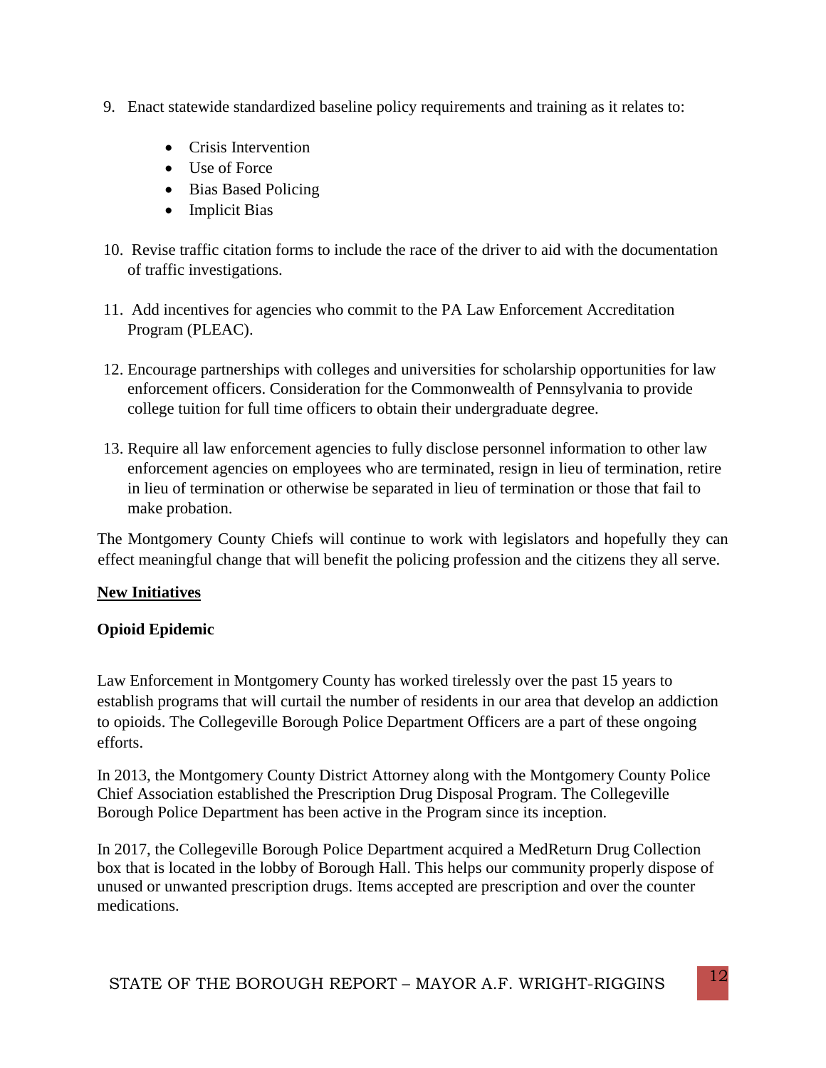9. Enact statewide standardized baseline policy requirements and training as it relates to:

   - Crisis Intervention
   - Use of Force
   - Bias Based Policing
   - Implicit Bias

10. Revise traffic citation forms to include the race of the driver to aid with the documentation of traffic investigations.

11. Add incentives for agencies who commit to the PA Law Enforcement Accreditation Program (PLEAC).

12. Encourage partnerships with colleges and universities for scholarship opportunities for law enforcement officers. Consideration for the Commonwealth of Pennsylvania to provide college tuition for full time officers to obtain their undergraduate degree.

13. Require all law enforcement agencies to fully disclose personnel information to other law enforcement agencies on employees who are terminated, resign in lieu of termination, retire in lieu of termination or otherwise be separated in lieu of termination or those that fail to make probation.

The Montgomery County Chiefs will continue to work with legislators and hopefully they can effect meaningful change that will benefit the policing profession and the citizens they all serve.

**New Initiatives**

**Opioid Epidemic**

Law Enforcement in Montgomery County has worked tirelessly over the past 15 years to establish programs that will curtail the number of residents in our area that develop an addiction to opioids. The Collegeville Borough Police Department Officers are a part of these ongoing efforts.

In 2013, the Montgomery County District Attorney along with the Montgomery County Police Chief Association established the Prescription Drug Disposal Program. The Collegeville Borough Police Department has been active in the Program since its inception.

In 2017, the Collegeville Borough Police Department acquired a MedReturn Drug Collection box that is located in the lobby of Borough Hall. This helps our community properly dispose of unused or unwanted prescription drugs. Items accepted are prescription and over the counter medications.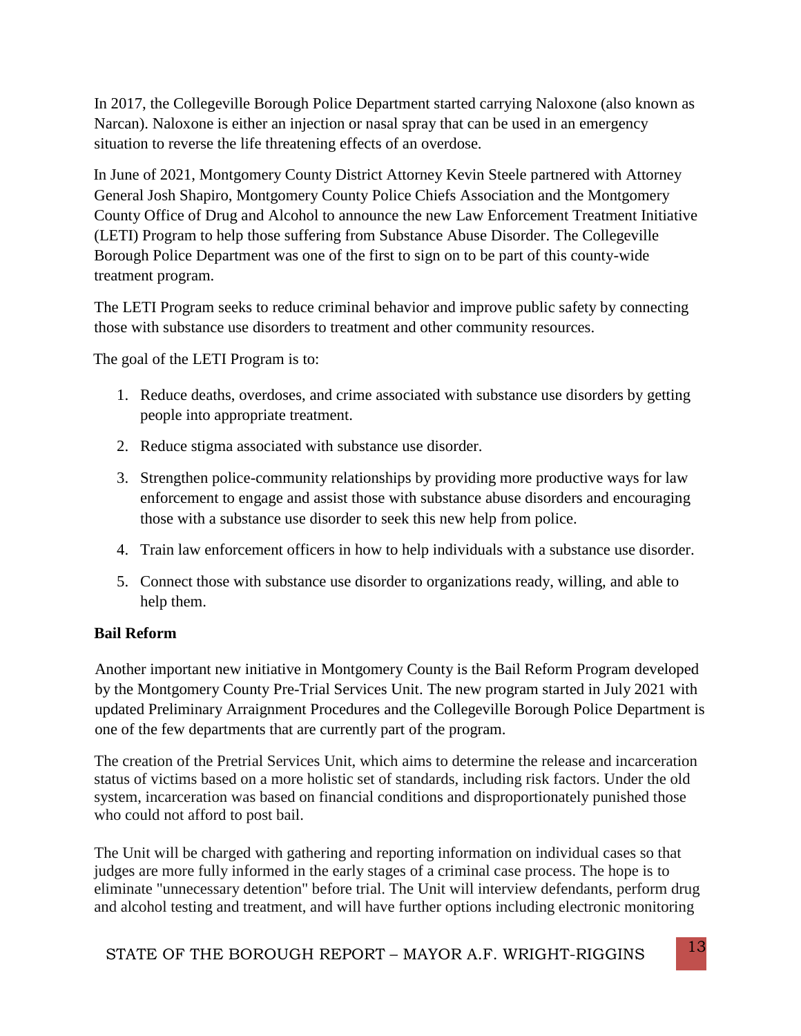In 2017, the Collegeville Borough Police Department started carrying Naloxone (also known as Narcan). Naloxone is either an injection or nasal spray that can be used in an emergency situation to reverse the life threatening effects of an overdose.

In June of 2021, Montgomery County District Attorney Kevin Steele partnered with Attorney General Josh Shapiro, Montgomery County Police Chiefs Association and the Montgomery County Office of Drug and Alcohol to announce the new Law Enforcement Treatment Initiative (LETI) Program to help those suffering from Substance Abuse Disorder. The Collegeville Borough Police Department was one of the first to sign on to be part of this county-wide treatment program.

The LETI Program seeks to reduce criminal behavior and improve public safety by connecting those with substance use disorders to treatment and other community resources.

The goal of the LETI Program is to:

1. Reduce deaths, overdoses, and crime associated with substance use disorders by getting people into appropriate treatment.
2. Reduce stigma associated with substance use disorder.
3. Strengthen police-community relationships by providing more productive ways for law enforcement to engage and assist those with substance abuse disorders and encouraging those with a substance use disorder to seek this new help from police.
4. Train law enforcement officers in how to help individuals with a substance use disorder.
5. Connect those with substance use disorder to organizations ready, willing, and able to help them.

**Bail Reform**

Another important new initiative in Montgomery County is the Bail Reform Program developed by the Montgomery County Pre-Trial Services Unit. The new program started in July 2021 with updated Preliminary Arraignment Procedures and the Collegeville Borough Police Department is one of the few departments that are currently part of the program.

The creation of the Pretrial Services Unit, which aims to determine the release and incarceration status of victims based on a more holistic set of standards, including risk factors. Under the old system, incarceration was based on financial conditions and disproportionately punished those who could not afford to post bail.

The Unit will be charged with gathering and reporting information on individual cases so that judges are more fully informed in the early stages of a criminal case process. The hope is to eliminate "unnecessary detention" before trial. The Unit will interview defendants, perform drug and alcohol testing and treatment, and will have further options including electronic monitoring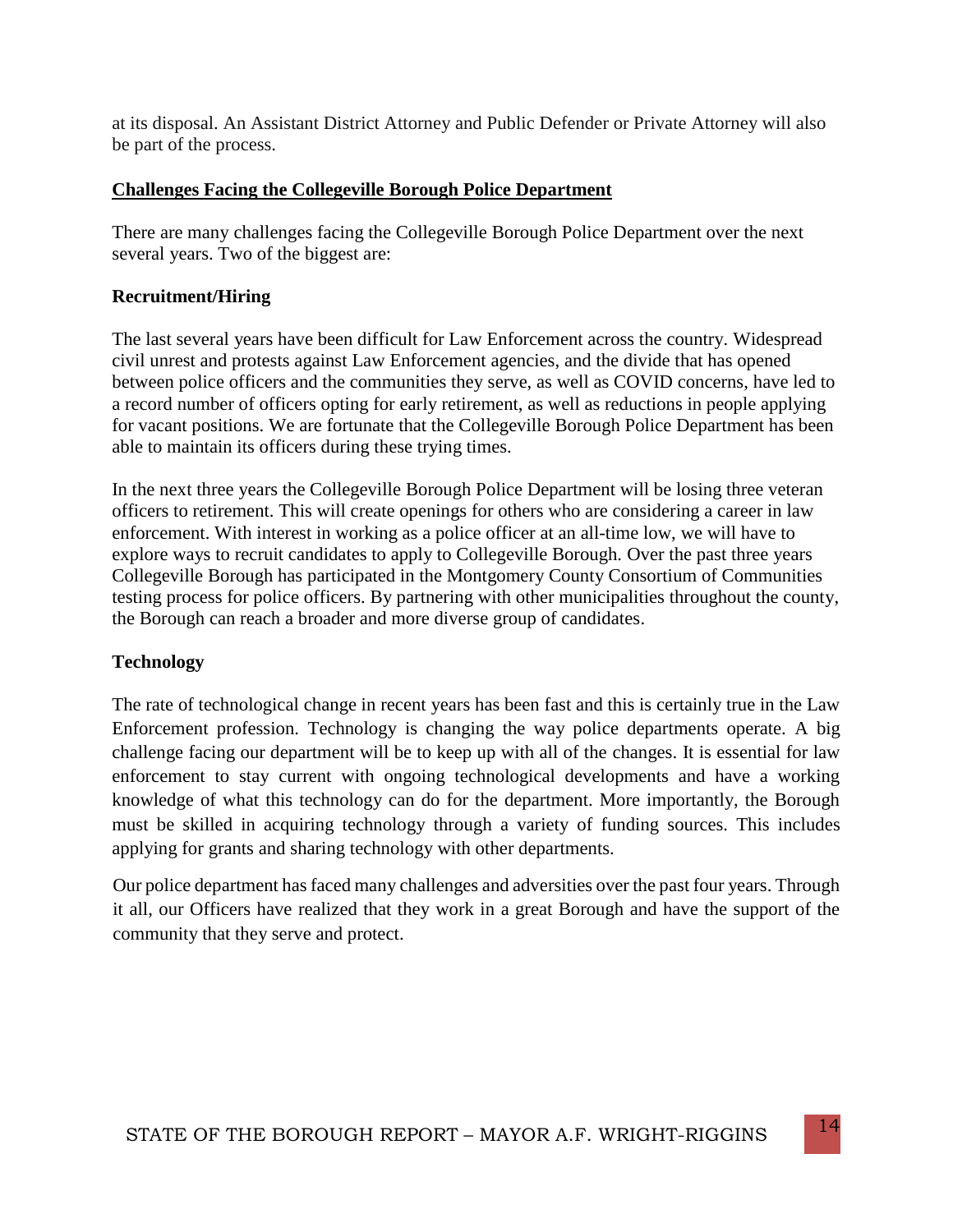at its disposal. An Assistant District Attorney and Public Defender or Private Attorney will also be part of the process.

## Challenges Facing the Collegeville Borough Police Department

There are many challenges facing the Collegeville Borough Police Department over the next several years. Two of the biggest are:

### Recruitment/Hiring

The last several years have been difficult for Law Enforcement across the country. Widespread civil unrest and protests against Law Enforcement agencies, and the divide that has opened between police officers and the communities they serve, as well as COVID concerns, have led to a record number of officers opting for early retirement, as well as reductions in people applying for vacant positions. We are fortunate that the Collegeville Borough Police Department has been able to maintain its officers during these trying times.

In the next three years the Collegeville Borough Police Department will be losing three veteran officers to retirement. This will create openings for others who are considering a career in law enforcement. With interest in working as a police officer at an all-time low, we will have to explore ways to recruit candidates to apply to Collegeville Borough. Over the past three years Collegeville Borough has participated in the Montgomery County Consortium of Communities testing process for police officers. By partnering with other municipalities throughout the county, the Borough can reach a broader and more diverse group of candidates.

### Technology

The rate of technological change in recent years has been fast and this is certainly true in the Law Enforcement profession. Technology is changing the way police departments operate. A big challenge facing our department will be to keep up with all of the changes. It is essential for law enforcement to stay current with ongoing technological developments and have a working knowledge of what this technology can do for the department. More importantly, the Borough must be skilled in acquiring technology through a variety of funding sources. This includes applying for grants and sharing technology with other departments.

Our police department has faced many challenges and adversities over the past four years. Through it all, our Officers have realized that they work in a great Borough and have the support of the community that they serve and protect.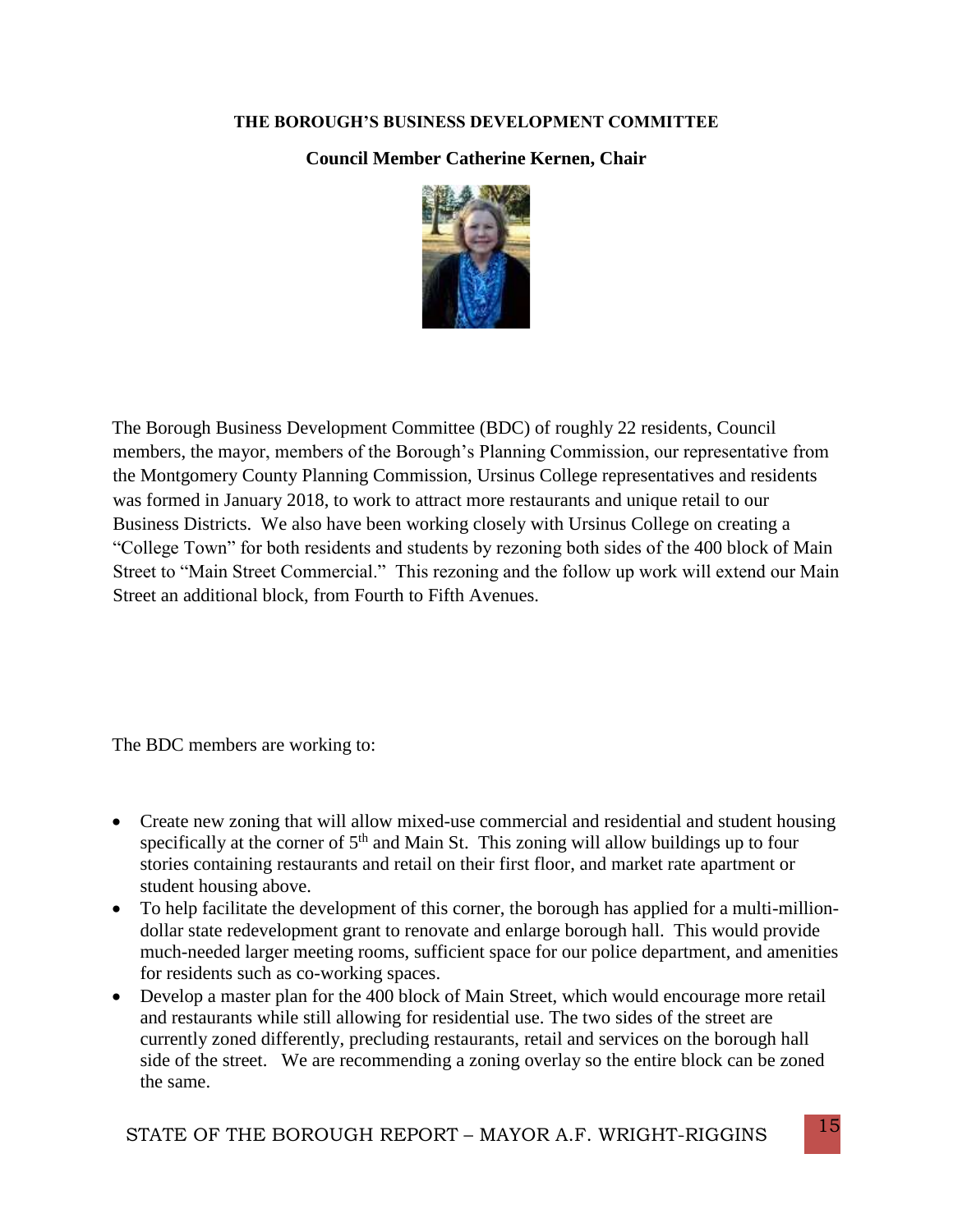## THE BOROUGH'S BUSINESS DEVELOPMENT COMMITTEE

### Council Member Catherine Kernen, Chair

The Borough Business Development Committee (BDC) of roughly 22 residents, Council members, the mayor, members of the Borough's Planning Commission, our representative from the Montgomery County Planning Commission, Ursinus College representatives and residents was formed in January 2018, to work to attract more restaurants and unique retail to our Business Districts. We also have been working closely with Ursinus College on creating a "College Town" for both residents and students by rezoning both sides of the 400 block of Main Street to "Main Street Commercial." This rezoning and the follow up work will extend our Main Street an additional block, from Fourth to Fifth Avenues.

The BDC members are working to:

- Create new zoning that will allow mixed-use commercial and residential and student housing specifically at the corner of 5th and Main St. This zoning will allow buildings up to four stories containing restaurants and retail on their first floor, and market rate apartment or student housing above.
- To help facilitate the development of this corner, the borough has applied for a multi-million-dollar state redevelopment grant to renovate and enlarge borough hall. This would provide much-needed larger meeting rooms, sufficient space for our police department, and amenities for residents such as co-working spaces.
- Develop a master plan for the 400 block of Main Street, which would encourage more retail and restaurants while still allowing for residential use. The two sides of the street are currently zoned differently, precluding restaurants, retail and services on the borough hall side of the street. We are recommending a zoning overlay so the entire block can be zoned the same.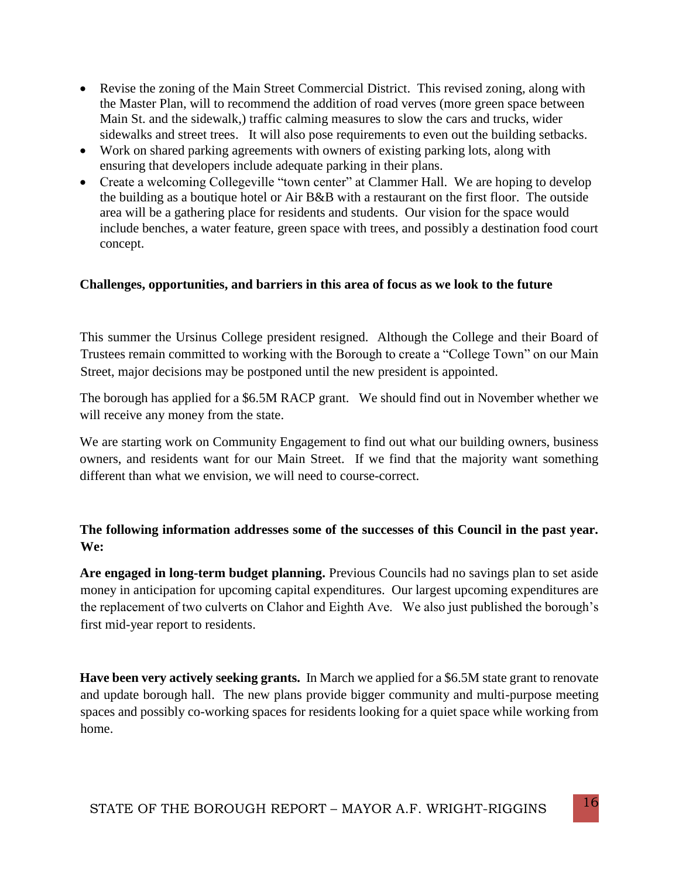- Revise the zoning of the Main Street Commercial District. This revised zoning, along with the Master Plan, will to recommend the addition of road verves (more green space between Main St. and the sidewalk,) traffic calming measures to slow the cars and trucks, wider sidewalks and street trees. It will also pose requirements to even out the building setbacks.
- Work on shared parking agreements with owners of existing parking lots, along with ensuring that developers include adequate parking in their plans.
- Create a welcoming Collegeville "town center" at Clammer Hall. We are hoping to develop the building as a boutique hotel or Air B&B with a restaurant on the first floor. The outside area will be a gathering place for residents and students. Our vision for the space would include benches, a water feature, green space with trees, and possibly a destination food court concept.

**Challenges, opportunities, and barriers in this area of focus as we look to the future**

This summer the Ursinus College president resigned. Although the College and their Board of Trustees remain committed to working with the Borough to create a "College Town" on our Main Street, major decisions may be postponed until the new president is appointed.

The borough has applied for a $6.5M RACP grant. We should find out in November whether we will receive any money from the state.

We are starting work on Community Engagement to find out what our building owners, business owners, and residents want for our Main Street. If we find that the majority want something different than what we envision, we will need to course-correct.

**The following information addresses some of the successes of this Council in the past year. We:**

**Are engaged in long-term budget planning.** Previous Councils had no savings plan to set aside money in anticipation for upcoming capital expenditures. Our largest upcoming expenditures are the replacement of two culverts on Clahor and Eighth Ave. We also just published the borough's first mid-year report to residents.

**Have been very actively seeking grants.** In March we applied for a $6.5M state grant to renovate and update borough hall. The new plans provide bigger community and multi-purpose meeting spaces and possibly co-working spaces for residents looking for a quiet space while working from home.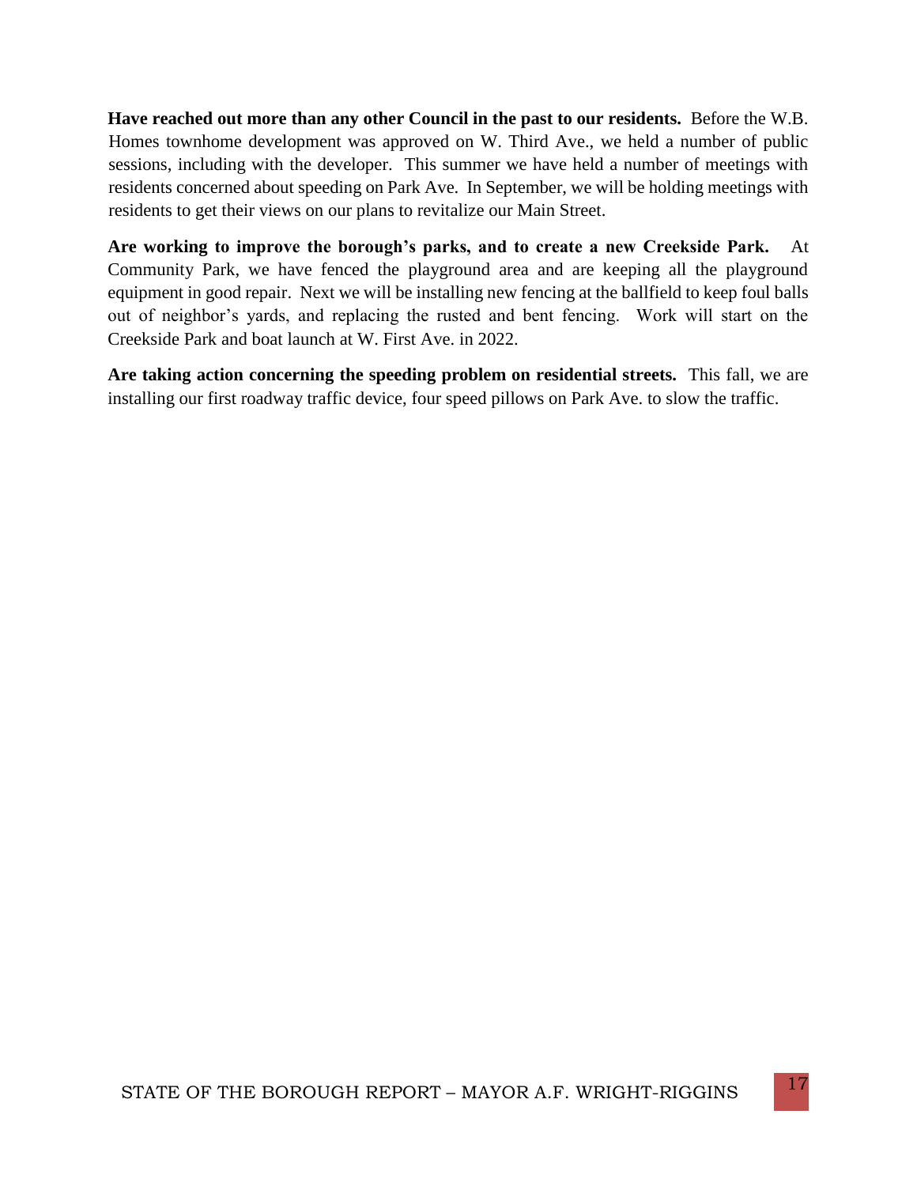**Have reached out more than any other Council in the past to our residents.** Before the W.B. Homes townhome development was approved on W. Third Ave., we held a number of public sessions, including with the developer. This summer we have held a number of meetings with residents concerned about speeding on Park Ave. In September, we will be holding meetings with residents to get their views on our plans to revitalize our Main Street.

**Are working to improve the borough's parks, and to create a new Creekside Park.** At Community Park, we have fenced the playground area and are keeping all the playground equipment in good repair. Next we will be installing new fencing at the ballfield to keep foul balls out of neighbor's yards, and replacing the rusted and bent fencing. Work will start on the Creekside Park and boat launch at W. First Ave. in 2022.

**Are taking action concerning the speeding problem on residential streets.** This fall, we are installing our first roadway traffic device, four speed pillows on Park Ave. to slow the traffic.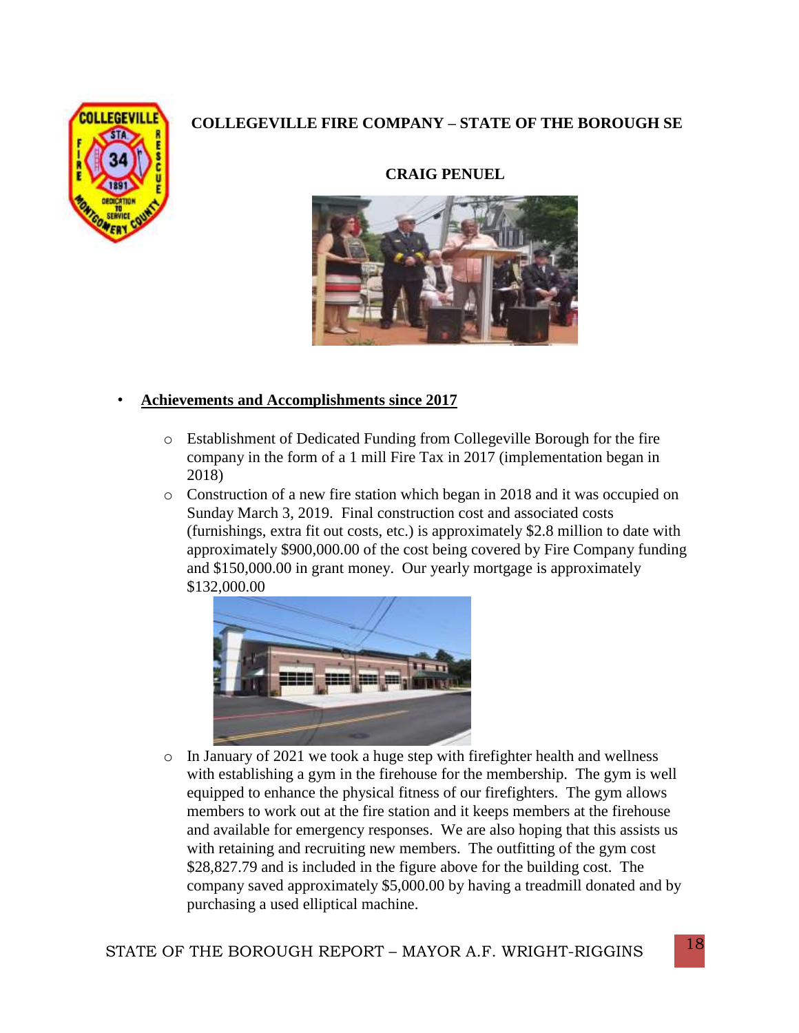## COLLEGEVILLE FIRE COMPANY – STATE OF THE BOROUGH SE

### CRAIG PENUEL

- **<u>Achievements and Accomplishments since 2017</u>**
  - Establishment of Dedicated Funding from Collegeville Borough for the fire company in the form of a 1 mill Fire Tax in 2017 (implementation began in 2018)
  - Construction of a new fire station which began in 2018 and it was occupied on Sunday March 3, 2019. Final construction cost and associated costs (furnishings, extra fit out costs, etc.) is approximately $2.8 million to date with approximately $900,000.00 of the cost being covered by Fire Company funding and $150,000.00 in grant money. Our yearly mortgage is approximately $132,000.00
  - In January of 2021 we took a huge step with firefighter health and wellness with establishing a gym in the firehouse for the membership. The gym is well equipped to enhance the physical fitness of our firefighters. The gym allows members to work out at the fire station and it keeps members at the firehouse and available for emergency responses. We are also hoping that this assists us with retaining and recruiting new members. The outfitting of the gym cost $28,827.79 and is included in the figure above for the building cost. The company saved approximately $5,000.00 by having a treadmill donated and by purchasing a used elliptical machine.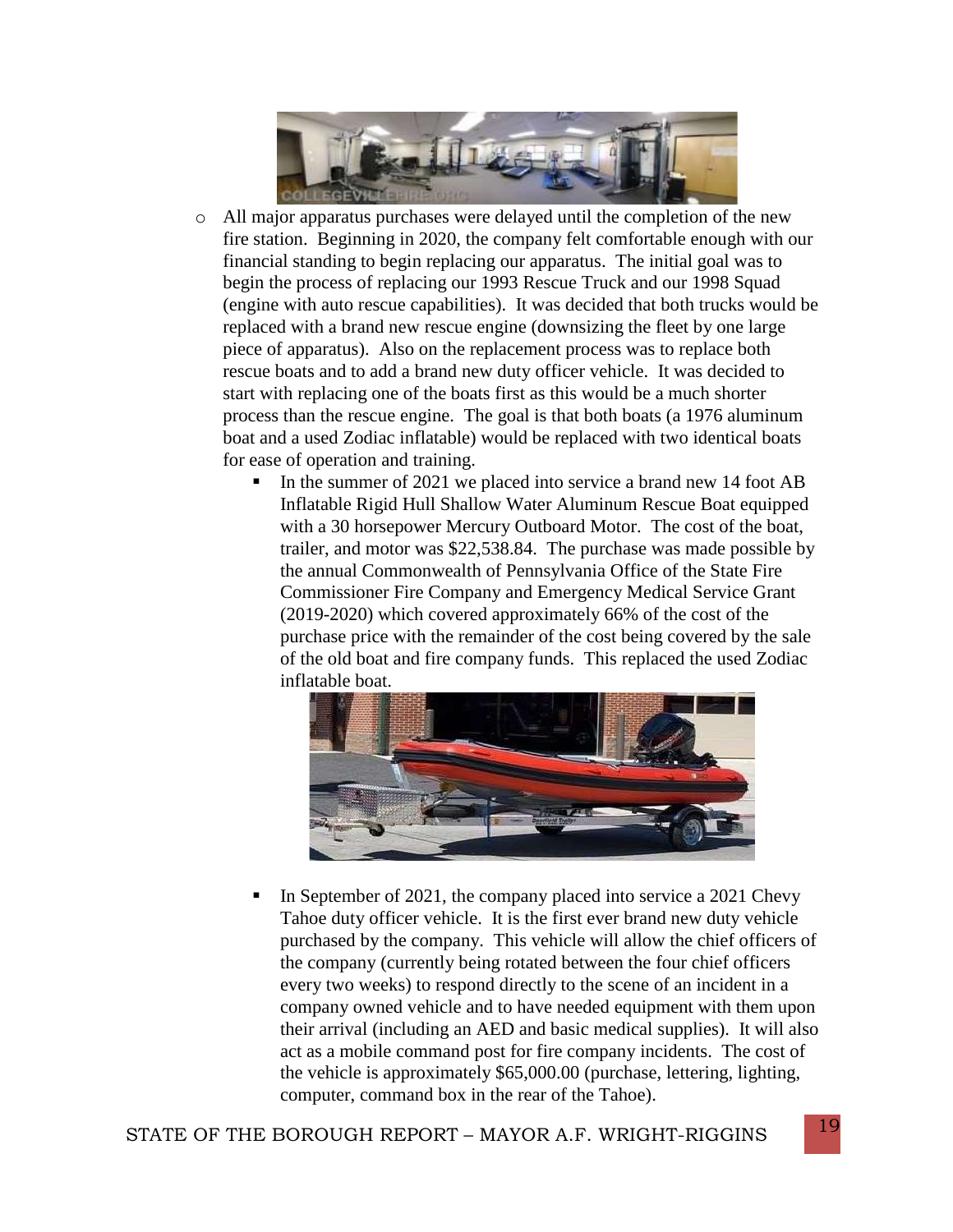- All major apparatus purchases were delayed until the completion of the new fire station. Beginning in 2020, the company felt comfortable enough with our financial standing to begin replacing our apparatus. The initial goal was to begin the process of replacing our 1993 Rescue Truck and our 1998 Squad (engine with auto rescue capabilities). It was decided that both trucks would be replaced with a brand new rescue engine (downsizing the fleet by one large piece of apparatus). Also on the replacement process was to replace both rescue boats and to add a brand new duty officer vehicle. It was decided to start with replacing one of the boats first as this would be a much shorter process than the rescue engine. The goal is that both boats (a 1976 aluminum boat and a used Zodiac inflatable) would be replaced with two identical boats for ease of operation and training.
  - In the summer of 2021 we placed into service a brand new 14 foot AB Inflatable Rigid Hull Shallow Water Aluminum Rescue Boat equipped with a 30 horsepower Mercury Outboard Motor. The cost of the boat, trailer, and motor was $22,538.84. The purchase was made possible by the annual Commonwealth of Pennsylvania Office of the State Fire Commissioner Fire Company and Emergency Medical Service Grant (2019-2020) which covered approximately 66% of the cost of the purchase price with the remainder of the cost being covered by the sale of the old boat and fire company funds. This replaced the used Zodiac inflatable boat.
  - In September of 2021, the company placed into service a 2021 Chevy Tahoe duty officer vehicle. It is the first ever brand new duty vehicle purchased by the company. This vehicle will allow the chief officers of the company (currently being rotated between the four chief officers every two weeks) to respond directly to the scene of an incident in a company owned vehicle and to have needed equipment with them upon their arrival (including an AED and basic medical supplies). It will also act as a mobile command post for fire company incidents. The cost of the vehicle is approximately $65,000.00 (purchase, lettering, lighting, computer, command box in the rear of the Tahoe).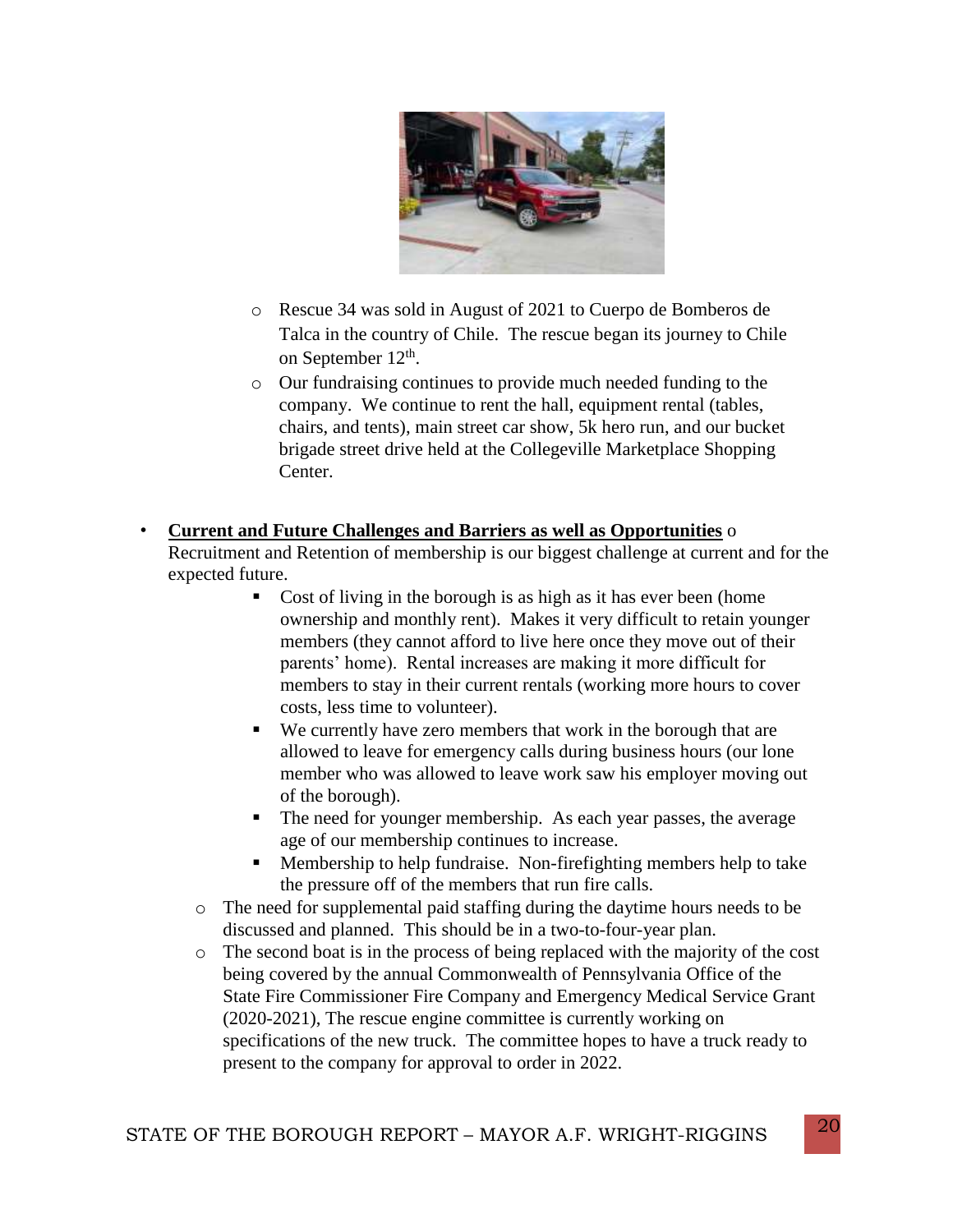- Rescue 34 was sold in August of 2021 to Cuerpo de Bomberos de Talca in the country of Chile. The rescue began its journey to Chile on September 12th.
- Our fundraising continues to provide much needed funding to the company. We continue to rent the hall, equipment rental (tables, chairs, and tents), main street car show, 5k hero run, and our bucket brigade street drive held at the Collegeville Marketplace Shopping Center.

- **<u>Current and Future Challenges and Barriers as well as Opportunities</u>**
  - Recruitment and Retention of membership is our biggest challenge at current and for the expected future.
    - Cost of living in the borough is as high as it has ever been (home ownership and monthly rent). Makes it very difficult to retain younger members (they cannot afford to live here once they move out of their parents' home). Rental increases are making it more difficult for members to stay in their current rentals (working more hours to cover costs, less time to volunteer).
    - We currently have zero members that work in the borough that are allowed to leave for emergency calls during business hours (our lone member who was allowed to leave work saw his employer moving out of the borough).
    - The need for younger membership. As each year passes, the average age of our membership continues to increase.
    - Membership to help fundraise. Non-firefighting members help to take the pressure off of the members that run fire calls.
  - The need for supplemental paid staffing during the daytime hours needs to be discussed and planned. This should be in a two-to-four-year plan.
  - The second boat is in the process of being replaced with the majority of the cost being covered by the annual Commonwealth of Pennsylvania Office of the State Fire Commissioner Fire Company and Emergency Medical Service Grant (2020-2021), The rescue engine committee is currently working on specifications of the new truck. The committee hopes to have a truck ready to present to the company for approval to order in 2022.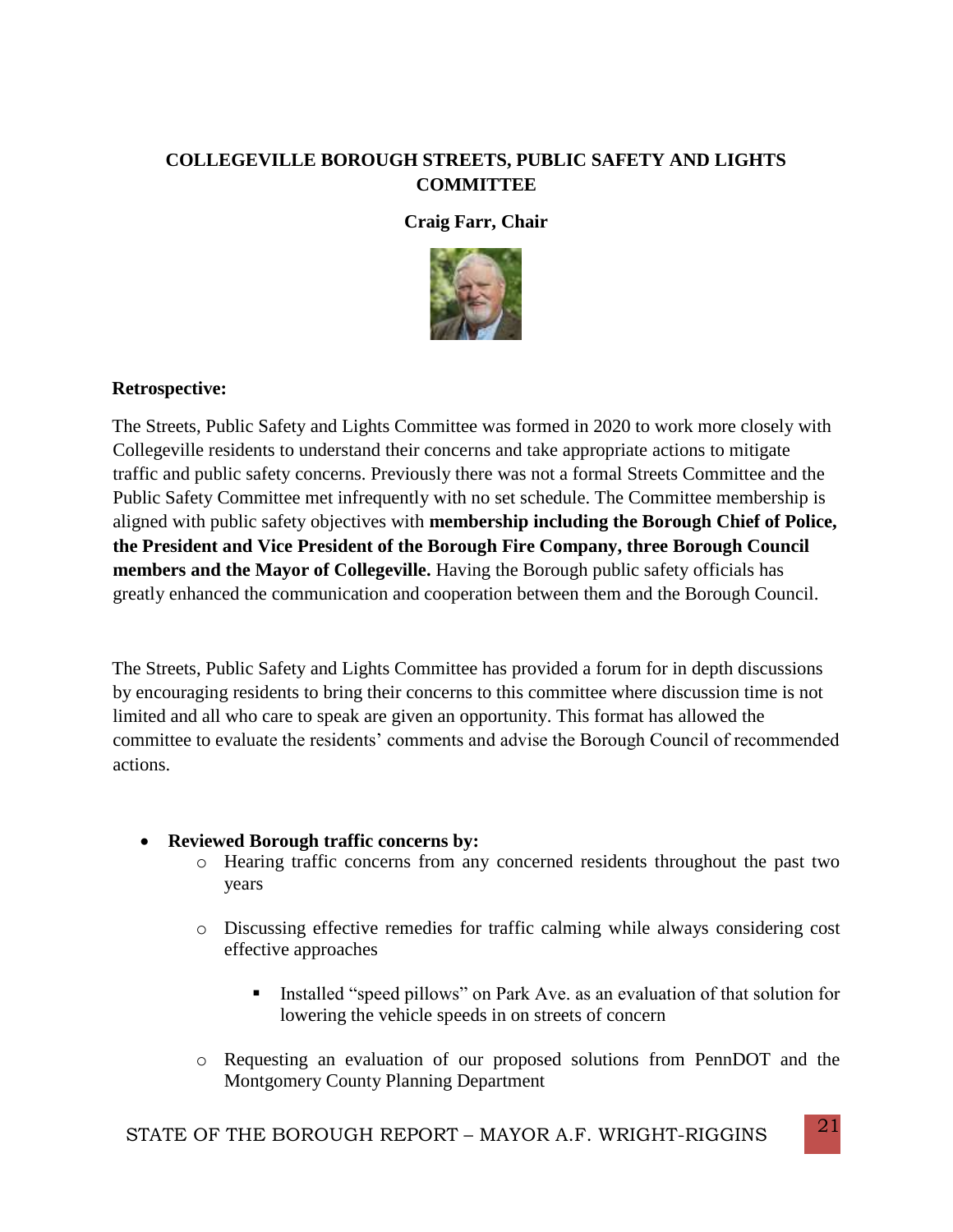## COLLEGEVILLE BOROUGH STREETS, PUBLIC SAFETY AND LIGHTS COMMITTEE

**Craig Farr, Chair**

**Retrospective:**

The Streets, Public Safety and Lights Committee was formed in 2020 to work more closely with Collegeville residents to understand their concerns and take appropriate actions to mitigate traffic and public safety concerns. Previously there was not a formal Streets Committee and the Public Safety Committee met infrequently with no set schedule. The Committee membership is aligned with public safety objectives with **membership including the Borough Chief of Police, the President and Vice President of the Borough Fire Company, three Borough Council members and the Mayor of Collegeville.** Having the Borough public safety officials has greatly enhanced the communication and cooperation between them and the Borough Council.

The Streets, Public Safety and Lights Committee has provided a forum for in depth discussions by encouraging residents to bring their concerns to this committee where discussion time is not limited and all who care to speak are given an opportunity. This format has allowed the committee to evaluate the residents' comments and advise the Borough Council of recommended actions.

- **Reviewed Borough traffic concerns by:**
  - Hearing traffic concerns from any concerned residents throughout the past two years
  - Discussing effective remedies for traffic calming while always considering cost effective approaches
    - Installed "speed pillows" on Park Ave. as an evaluation of that solution for lowering the vehicle speeds in on streets of concern
  - Requesting an evaluation of our proposed solutions from PennDOT and the Montgomery County Planning Department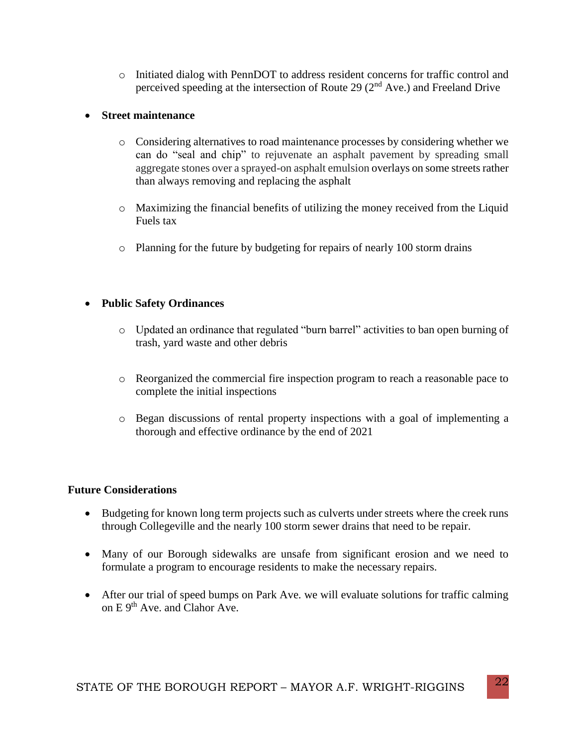- Initiated dialog with PennDOT to address resident concerns for traffic control and perceived speeding at the intersection of Route 29 (2nd Ave.) and Freeland Drive

- **Street maintenance**

  - Considering alternatives to road maintenance processes by considering whether we can do "seal and chip" to rejuvenate an asphalt pavement by spreading small aggregate stones over a sprayed-on asphalt emulsion overlays on some streets rather than always removing and replacing the asphalt

  - Maximizing the financial benefits of utilizing the money received from the Liquid Fuels tax

  - Planning for the future by budgeting for repairs of nearly 100 storm drains

- **Public Safety Ordinances**

  - Updated an ordinance that regulated "burn barrel" activities to ban open burning of trash, yard waste and other debris

  - Reorganized the commercial fire inspection program to reach a reasonable pace to complete the initial inspections

  - Began discussions of rental property inspections with a goal of implementing a thorough and effective ordinance by the end of 2021

**Future Considerations**

- Budgeting for known long term projects such as culverts under streets where the creek runs through Collegeville and the nearly 100 storm sewer drains that need to be repair.

- Many of our Borough sidewalks are unsafe from significant erosion and we need to formulate a program to encourage residents to make the necessary repairs.

- After our trial of speed bumps on Park Ave. we will evaluate solutions for traffic calming on E 9th Ave. and Clahor Ave.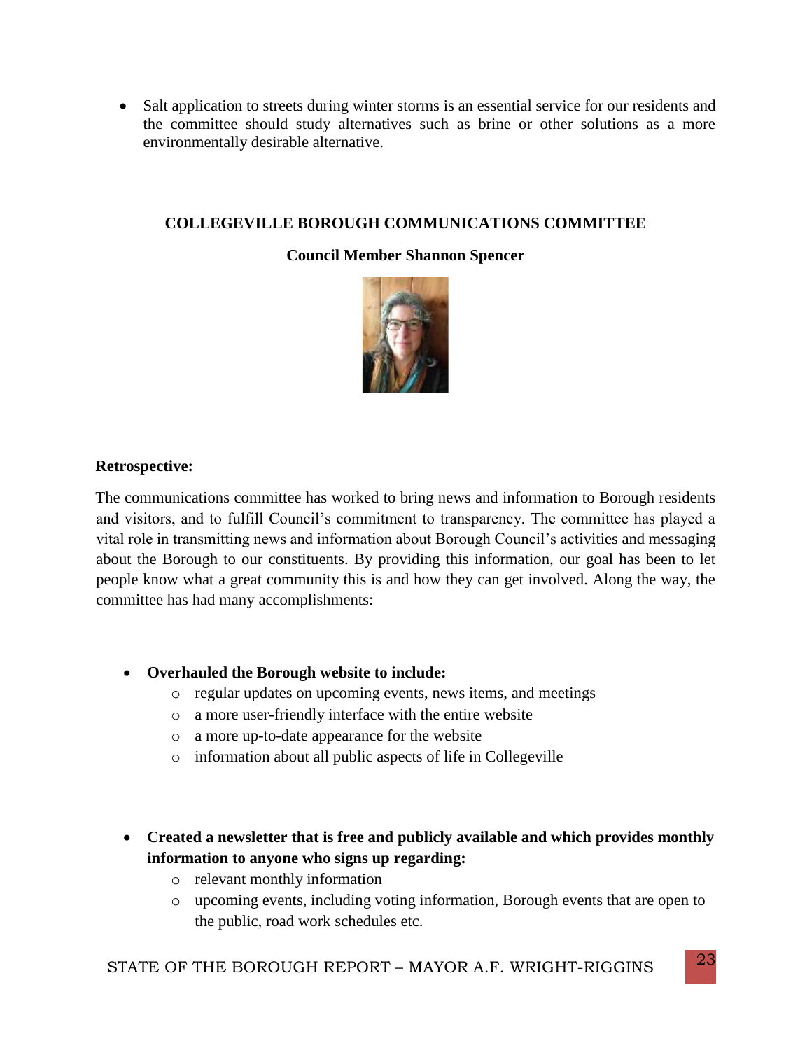- Salt application to streets during winter storms is an essential service for our residents and the committee should study alternatives such as brine or other solutions as a more environmentally desirable alternative.

## COLLEGEVILLE BOROUGH COMMUNICATIONS COMMITTEE

### Council Member Shannon Spencer

**Retrospective:**

The communications committee has worked to bring news and information to Borough residents and visitors, and to fulfill Council's commitment to transparency. The committee has played a vital role in transmitting news and information about Borough Council's activities and messaging about the Borough to our constituents. By providing this information, our goal has been to let people know what a great community this is and how they can get involved. Along the way, the committee has had many accomplishments:

- **Overhauled the Borough website to include:**
  - regular updates on upcoming events, news items, and meetings
  - a more user-friendly interface with the entire website
  - a more up-to-date appearance for the website
  - information about all public aspects of life in Collegeville

- **Created a newsletter that is free and publicly available and which provides monthly information to anyone who signs up regarding:**
  - relevant monthly information
  - upcoming events, including voting information, Borough events that are open to the public, road work schedules etc.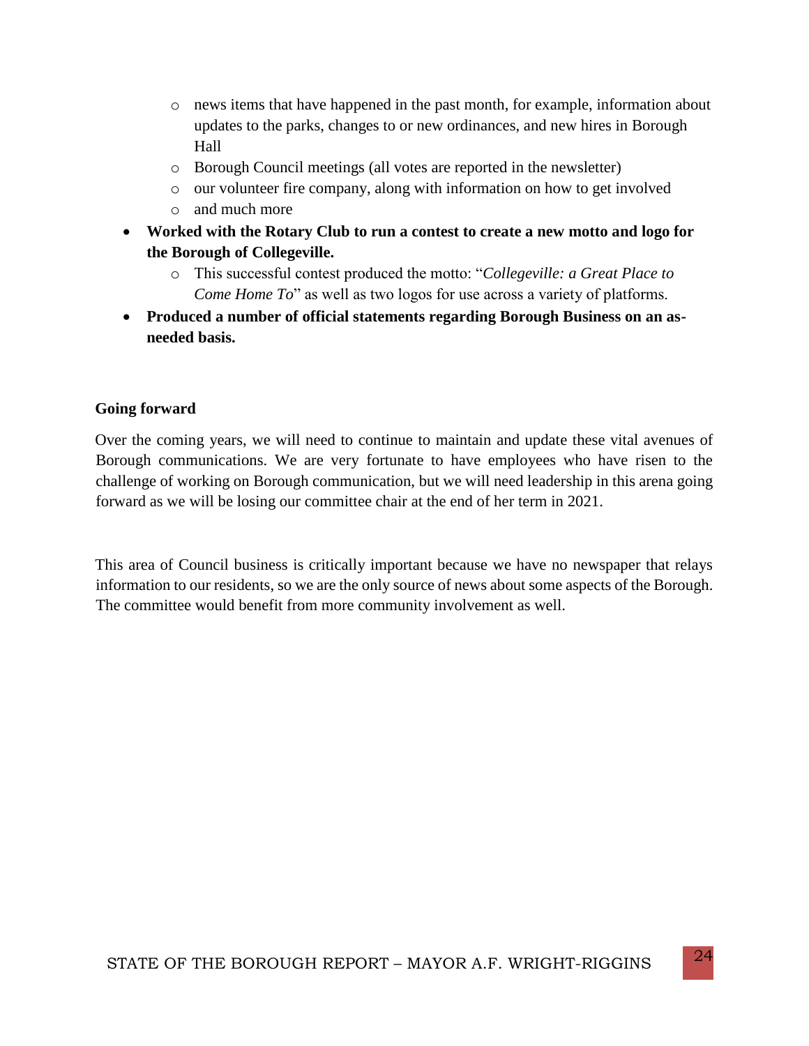- news items that have happened in the past month, for example, information about updates to the parks, changes to or new ordinances, and new hires in Borough Hall
  - Borough Council meetings (all votes are reported in the newsletter)
  - our volunteer fire company, along with information on how to get involved
  - and much more
- **Worked with the Rotary Club to run a contest to create a new motto and logo for the Borough of Collegeville.**
  - This successful contest produced the motto: "*Collegeville: a Great Place to Come Home To*" as well as two logos for use across a variety of platforms.
- **Produced a number of official statements regarding Borough Business on an as-needed basis.**

**Going forward**

Over the coming years, we will need to continue to maintain and update these vital avenues of Borough communications. We are very fortunate to have employees who have risen to the challenge of working on Borough communication, but we will need leadership in this arena going forward as we will be losing our committee chair at the end of her term in 2021.

This area of Council business is critically important because we have no newspaper that relays information to our residents, so we are the only source of news about some aspects of the Borough. The committee would benefit from more community involvement as well.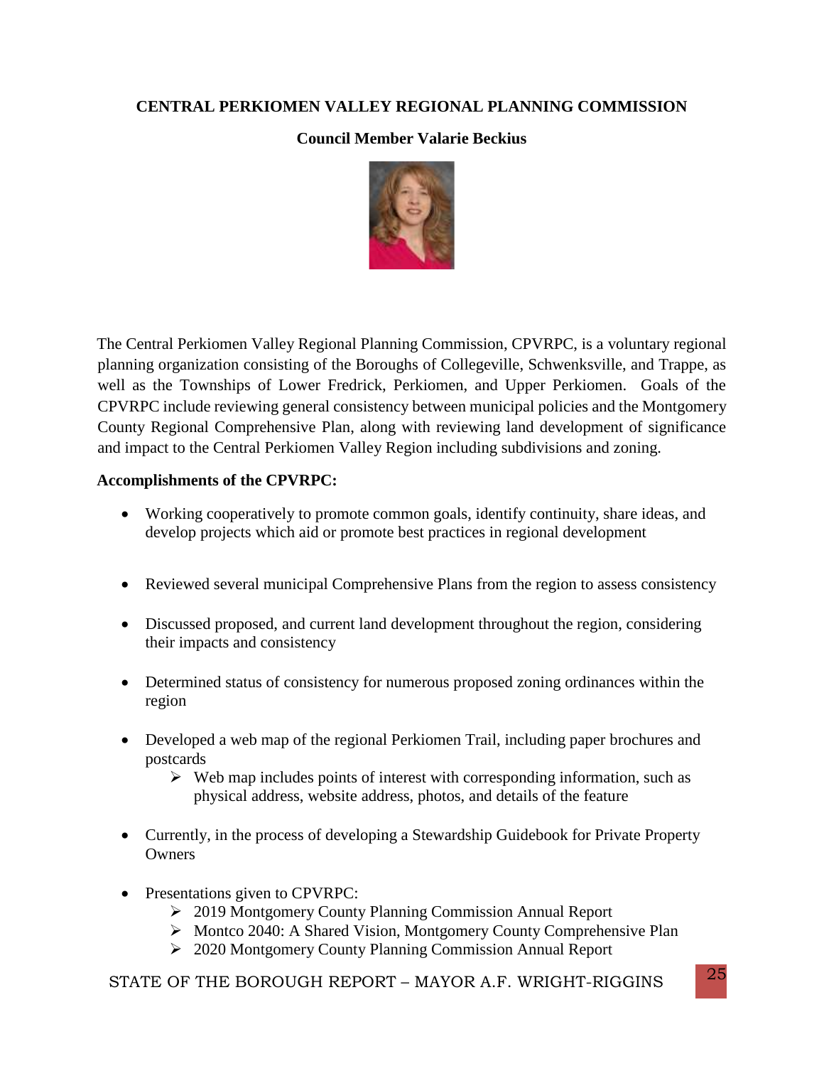# CENTRAL PERKIOMEN VALLEY REGIONAL PLANNING COMMISSION

## Council Member Valarie Beckius

The Central Perkiomen Valley Regional Planning Commission, CPVRPC, is a voluntary regional planning organization consisting of the Boroughs of Collegeville, Schwenksville, and Trappe, as well as the Townships of Lower Fredrick, Perkiomen, and Upper Perkiomen. Goals of the CPVRPC include reviewing general consistency between municipal policies and the Montgomery County Regional Comprehensive Plan, along with reviewing land development of significance and impact to the Central Perkiomen Valley Region including subdivisions and zoning.

**Accomplishments of the CPVRPC:**

- Working cooperatively to promote common goals, identify continuity, share ideas, and develop projects which aid or promote best practices in regional development
- Reviewed several municipal Comprehensive Plans from the region to assess consistency
- Discussed proposed, and current land development throughout the region, considering their impacts and consistency
- Determined status of consistency for numerous proposed zoning ordinances within the region
- Developed a web map of the regional Perkiomen Trail, including paper brochures and postcards
    - Web map includes points of interest with corresponding information, such as physical address, website address, photos, and details of the feature
- Currently, in the process of developing a Stewardship Guidebook for Private Property Owners
- Presentations given to CPVRPC:
    - 2019 Montgomery County Planning Commission Annual Report
    - Montco 2040: A Shared Vision, Montgomery County Comprehensive Plan
    - 2020 Montgomery County Planning Commission Annual Report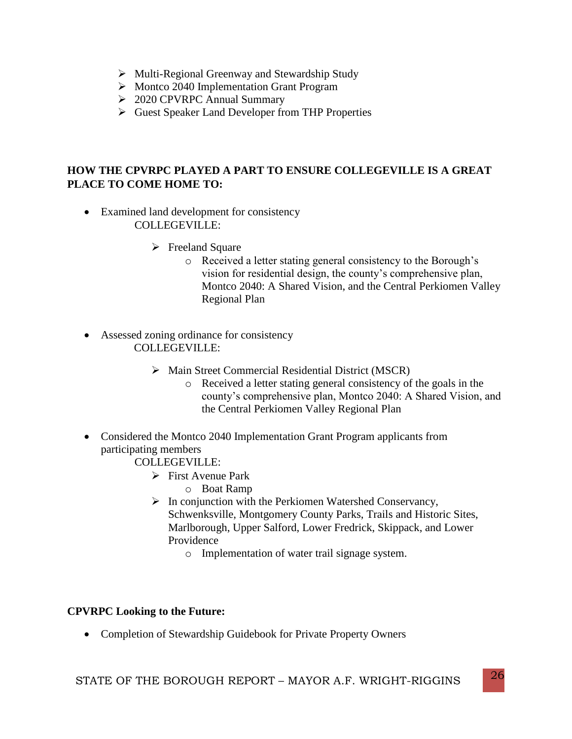- Multi-Regional Greenway and Stewardship Study
- Montco 2040 Implementation Grant Program
- 2020 CPVRPC Annual Summary
- Guest Speaker Land Developer from THP Properties

**HOW THE CPVRPC PLAYED A PART TO ENSURE COLLEGEVILLE IS A GREAT PLACE TO COME HOME TO:**

- Examined land development for consistency
  COLLEGEVILLE:
  - Freeland Square
    - Received a letter stating general consistency to the Borough's vision for residential design, the county's comprehensive plan, Montco 2040: A Shared Vision, and the Central Perkiomen Valley Regional Plan

- Assessed zoning ordinance for consistency
  COLLEGEVILLE:
  - Main Street Commercial Residential District (MSCR)
    - Received a letter stating general consistency of the goals in the county's comprehensive plan, Montco 2040: A Shared Vision, and the Central Perkiomen Valley Regional Plan

- Considered the Montco 2040 Implementation Grant Program applicants from participating members
  COLLEGEVILLE:
  - First Avenue Park
    - Boat Ramp
  - In conjunction with the Perkiomen Watershed Conservancy, Schwenksville, Montgomery County Parks, Trails and Historic Sites, Marlborough, Upper Salford, Lower Fredrick, Skippack, and Lower Providence
    - Implementation of water trail signage system.

**CPVRPC Looking to the Future:**

- Completion of Stewardship Guidebook for Private Property Owners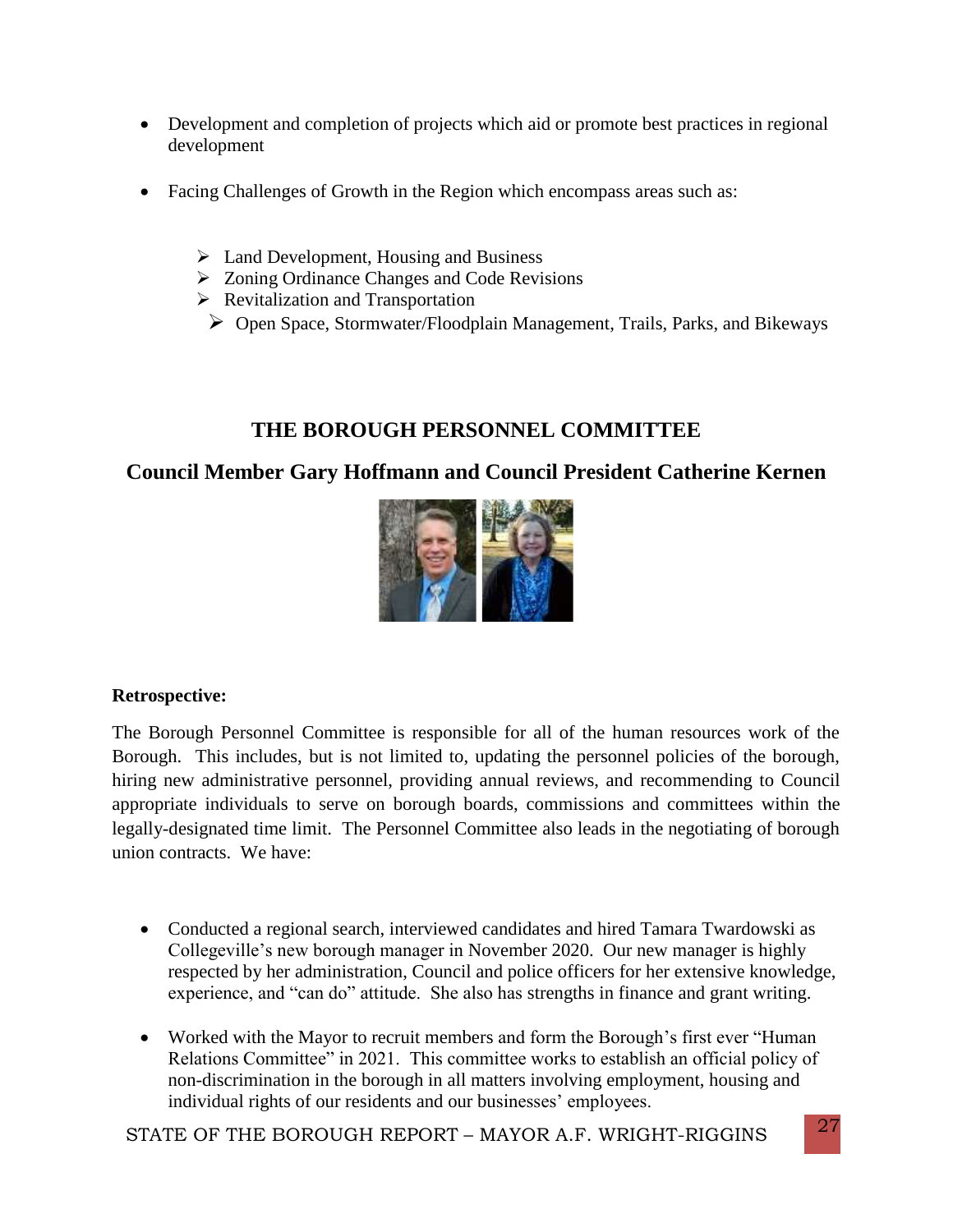- Development and completion of projects which aid or promote best practices in regional development

- Facing Challenges of Growth in the Region which encompass areas such as:

  - Land Development, Housing and Business
  - Zoning Ordinance Changes and Code Revisions
  - Revitalization and Transportation
  - Open Space, Stormwater/Floodplain Management, Trails, Parks, and Bikeways

## THE BOROUGH PERSONNEL COMMITTEE

### Council Member Gary Hoffmann and Council President Catherine Kernen

**Retrospective:**

The Borough Personnel Committee is responsible for all of the human resources work of the Borough. This includes, but is not limited to, updating the personnel policies of the borough, hiring new administrative personnel, providing annual reviews, and recommending to Council appropriate individuals to serve on borough boards, commissions and committees within the legally-designated time limit. The Personnel Committee also leads in the negotiating of borough union contracts. We have:

- Conducted a regional search, interviewed candidates and hired Tamara Twardowski as Collegeville's new borough manager in November 2020. Our new manager is highly respected by her administration, Council and police officers for her extensive knowledge, experience, and "can do" attitude. She also has strengths in finance and grant writing.

- Worked with the Mayor to recruit members and form the Borough's first ever "Human Relations Committee" in 2021. This committee works to establish an official policy of non-discrimination in the borough in all matters involving employment, housing and individual rights of our residents and our businesses' employees.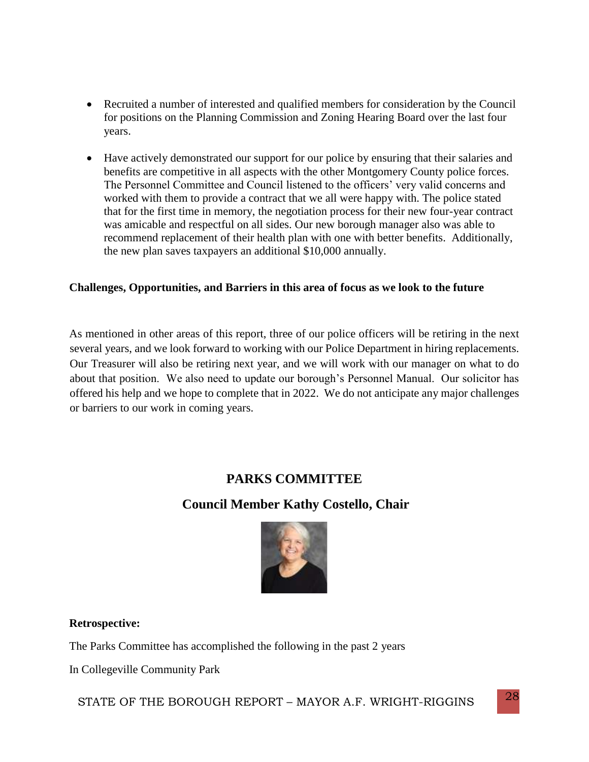- Recruited a number of interested and qualified members for consideration by the Council for positions on the Planning Commission and Zoning Hearing Board over the last four years.

- Have actively demonstrated our support for our police by ensuring that their salaries and benefits are competitive in all aspects with the other Montgomery County police forces. The Personnel Committee and Council listened to the officers' very valid concerns and worked with them to provide a contract that we all were happy with. The police stated that for the first time in memory, the negotiation process for their new four-year contract was amicable and respectful on all sides. Our new borough manager also was able to recommend replacement of their health plan with one with better benefits. Additionally, the new plan saves taxpayers an additional $10,000 annually.

**Challenges, Opportunities, and Barriers in this area of focus as we look to the future**

As mentioned in other areas of this report, three of our police officers will be retiring in the next several years, and we look forward to working with our Police Department in hiring replacements. Our Treasurer will also be retiring next year, and we will work with our manager on what to do about that position. We also need to update our borough's Personnel Manual. Our solicitor has offered his help and we hope to complete that in 2022. We do not anticipate any major challenges or barriers to our work in coming years.

## PARKS COMMITTEE

### Council Member Kathy Costello, Chair

**Retrospective:**

The Parks Committee has accomplished the following in the past 2 years

In Collegeville Community Park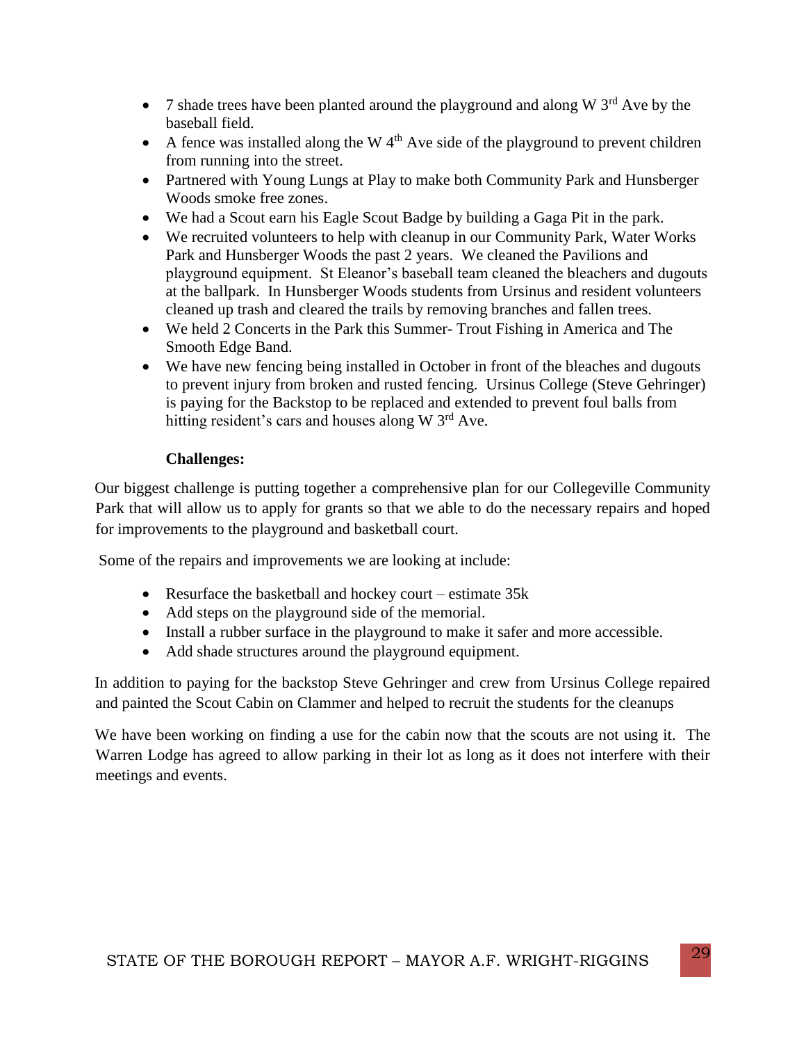- 7 shade trees have been planted around the playground and along W 3rd Ave by the baseball field.
- A fence was installed along the W 4th Ave side of the playground to prevent children from running into the street.
- Partnered with Young Lungs at Play to make both Community Park and Hunsberger Woods smoke free zones.
- We had a Scout earn his Eagle Scout Badge by building a Gaga Pit in the park.
- We recruited volunteers to help with cleanup in our Community Park, Water Works Park and Hunsberger Woods the past 2 years. We cleaned the Pavilions and playground equipment. St Eleanor's baseball team cleaned the bleachers and dugouts at the ballpark. In Hunsberger Woods students from Ursinus and resident volunteers cleaned up trash and cleared the trails by removing branches and fallen trees.
- We held 2 Concerts in the Park this Summer- Trout Fishing in America and The Smooth Edge Band.
- We have new fencing being installed in October in front of the bleaches and dugouts to prevent injury from broken and rusted fencing. Ursinus College (Steve Gehringer) is paying for the Backstop to be replaced and extended to prevent foul balls from hitting resident's cars and houses along W 3rd Ave.

**Challenges:**

Our biggest challenge is putting together a comprehensive plan for our Collegeville Community Park that will allow us to apply for grants so that we able to do the necessary repairs and hoped for improvements to the playground and basketball court.

Some of the repairs and improvements we are looking at include:

- Resurface the basketball and hockey court – estimate 35k
- Add steps on the playground side of the memorial.
- Install a rubber surface in the playground to make it safer and more accessible.
- Add shade structures around the playground equipment.

In addition to paying for the backstop Steve Gehringer and crew from Ursinus College repaired and painted the Scout Cabin on Clammer and helped to recruit the students for the cleanups

We have been working on finding a use for the cabin now that the scouts are not using it. The Warren Lodge has agreed to allow parking in their lot as long as it does not interfere with their meetings and events.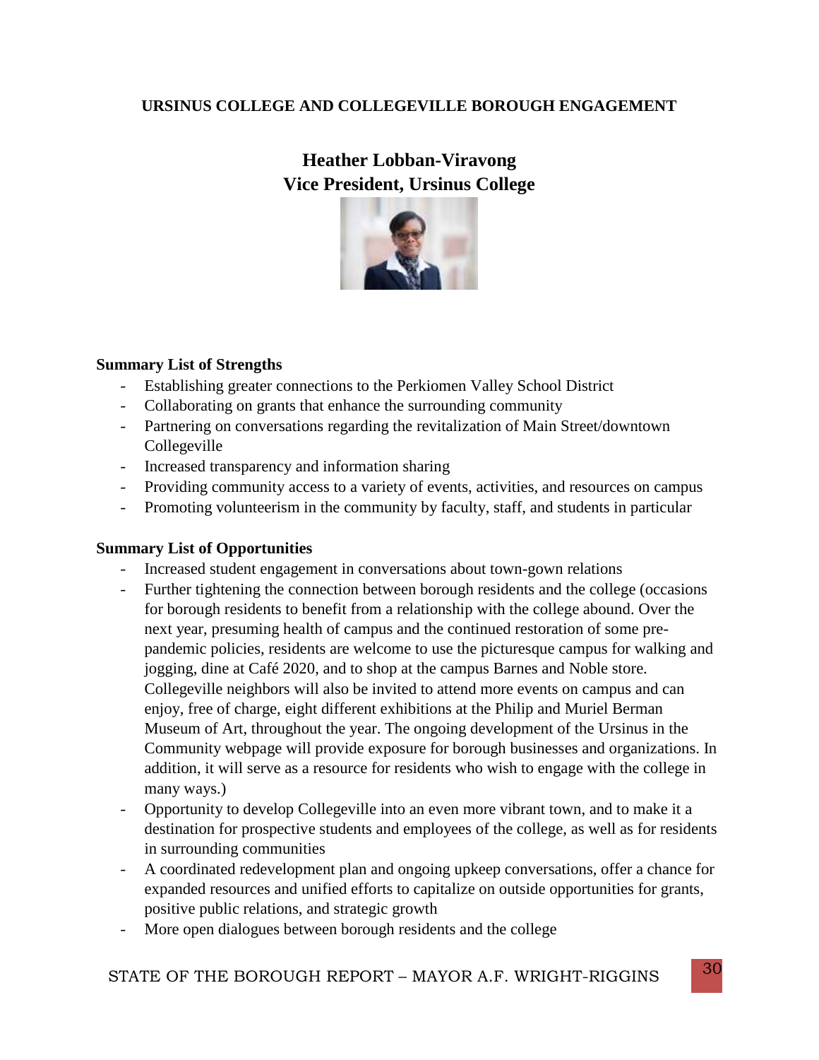**URSINUS COLLEGE AND COLLEGEVILLE BOROUGH ENGAGEMENT**

## Heather Lobban-Viravong
## Vice President, Ursinus College

**Summary List of Strengths**

- Establishing greater connections to the Perkiomen Valley School District
- Collaborating on grants that enhance the surrounding community
- Partnering on conversations regarding the revitalization of Main Street/downtown Collegeville
- Increased transparency and information sharing
- Providing community access to a variety of events, activities, and resources on campus
- Promoting volunteerism in the community by faculty, staff, and students in particular

**Summary List of Opportunities**

- Increased student engagement in conversations about town-gown relations
- Further tightening the connection between borough residents and the college (occasions for borough residents to benefit from a relationship with the college abound. Over the next year, presuming health of campus and the continued restoration of some pre-pandemic policies, residents are welcome to use the picturesque campus for walking and jogging, dine at Café 2020, and to shop at the campus Barnes and Noble store. Collegeville neighbors will also be invited to attend more events on campus and can enjoy, free of charge, eight different exhibitions at the Philip and Muriel Berman Museum of Art, throughout the year. The ongoing development of the Ursinus in the Community webpage will provide exposure for borough businesses and organizations. In addition, it will serve as a resource for residents who wish to engage with the college in many ways.)
- Opportunity to develop Collegeville into an even more vibrant town, and to make it a destination for prospective students and employees of the college, as well as for residents in surrounding communities
- A coordinated redevelopment plan and ongoing upkeep conversations, offer a chance for expanded resources and unified efforts to capitalize on outside opportunities for grants, positive public relations, and strategic growth
- More open dialogues between borough residents and the college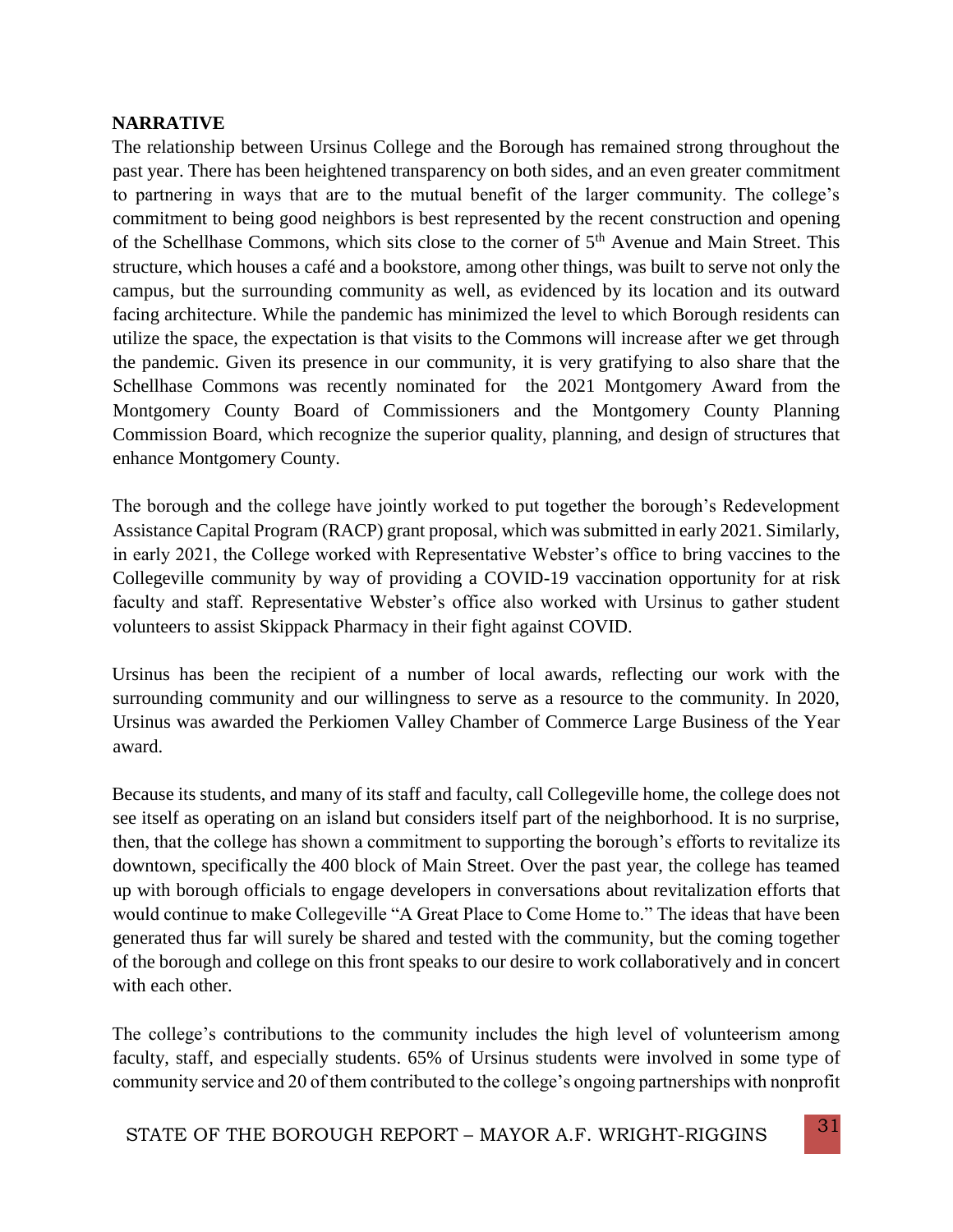**NARRATIVE**

The relationship between Ursinus College and the Borough has remained strong throughout the past year. There has been heightened transparency on both sides, and an even greater commitment to partnering in ways that are to the mutual benefit of the larger community. The college's commitment to being good neighbors is best represented by the recent construction and opening of the Schellhase Commons, which sits close to the corner of 5th Avenue and Main Street. This structure, which houses a café and a bookstore, among other things, was built to serve not only the campus, but the surrounding community as well, as evidenced by its location and its outward facing architecture. While the pandemic has minimized the level to which Borough residents can utilize the space, the expectation is that visits to the Commons will increase after we get through the pandemic. Given its presence in our community, it is very gratifying to also share that the Schellhase Commons was recently nominated for the 2021 Montgomery Award from the Montgomery County Board of Commissioners and the Montgomery County Planning Commission Board, which recognize the superior quality, planning, and design of structures that enhance Montgomery County.

The borough and the college have jointly worked to put together the borough's Redevelopment Assistance Capital Program (RACP) grant proposal, which was submitted in early 2021. Similarly, in early 2021, the College worked with Representative Webster's office to bring vaccines to the Collegeville community by way of providing a COVID-19 vaccination opportunity for at risk faculty and staff. Representative Webster's office also worked with Ursinus to gather student volunteers to assist Skippack Pharmacy in their fight against COVID.

Ursinus has been the recipient of a number of local awards, reflecting our work with the surrounding community and our willingness to serve as a resource to the community. In 2020, Ursinus was awarded the Perkiomen Valley Chamber of Commerce Large Business of the Year award.

Because its students, and many of its staff and faculty, call Collegeville home, the college does not see itself as operating on an island but considers itself part of the neighborhood. It is no surprise, then, that the college has shown a commitment to supporting the borough's efforts to revitalize its downtown, specifically the 400 block of Main Street. Over the past year, the college has teamed up with borough officials to engage developers in conversations about revitalization efforts that would continue to make Collegeville "A Great Place to Come Home to." The ideas that have been generated thus far will surely be shared and tested with the community, but the coming together of the borough and college on this front speaks to our desire to work collaboratively and in concert with each other.

The college's contributions to the community includes the high level of volunteerism among faculty, staff, and especially students. 65% of Ursinus students were involved in some type of community service and 20 of them contributed to the college's ongoing partnerships with nonprofit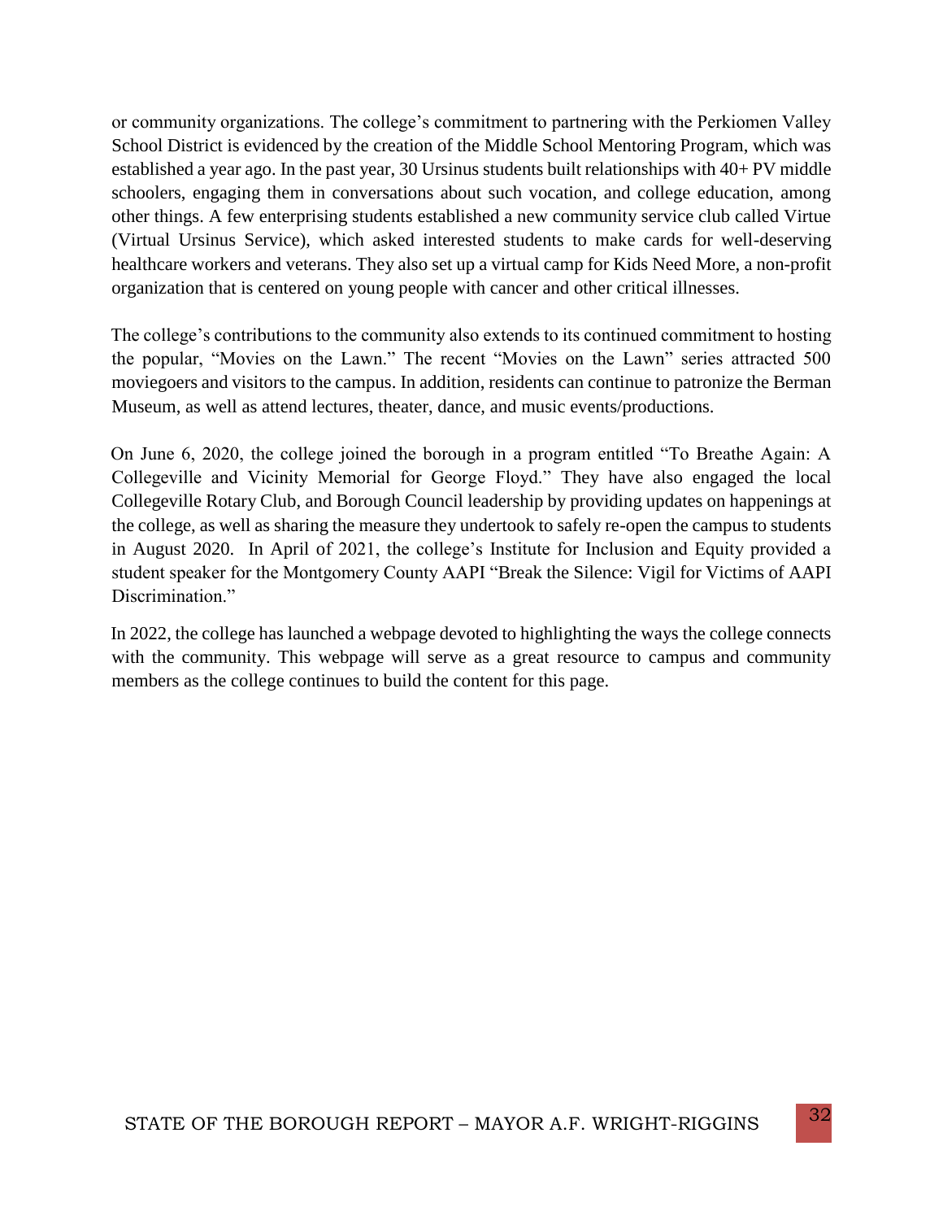or community organizations. The college's commitment to partnering with the Perkiomen Valley School District is evidenced by the creation of the Middle School Mentoring Program, which was established a year ago. In the past year, 30 Ursinus students built relationships with 40+ PV middle schoolers, engaging them in conversations about such vocation, and college education, among other things. A few enterprising students established a new community service club called Virtue (Virtual Ursinus Service), which asked interested students to make cards for well-deserving healthcare workers and veterans. They also set up a virtual camp for Kids Need More, a non-profit organization that is centered on young people with cancer and other critical illnesses.

The college's contributions to the community also extends to its continued commitment to hosting the popular, "Movies on the Lawn." The recent "Movies on the Lawn" series attracted 500 moviegoers and visitors to the campus. In addition, residents can continue to patronize the Berman Museum, as well as attend lectures, theater, dance, and music events/productions.

On June 6, 2020, the college joined the borough in a program entitled "To Breathe Again: A Collegeville and Vicinity Memorial for George Floyd." They have also engaged the local Collegeville Rotary Club, and Borough Council leadership by providing updates on happenings at the college, as well as sharing the measure they undertook to safely re-open the campus to students in August 2020. In April of 2021, the college's Institute for Inclusion and Equity provided a student speaker for the Montgomery County AAPI "Break the Silence: Vigil for Victims of AAPI Discrimination."

In 2022, the college has launched a webpage devoted to highlighting the ways the college connects with the community. This webpage will serve as a great resource to campus and community members as the college continues to build the content for this page.